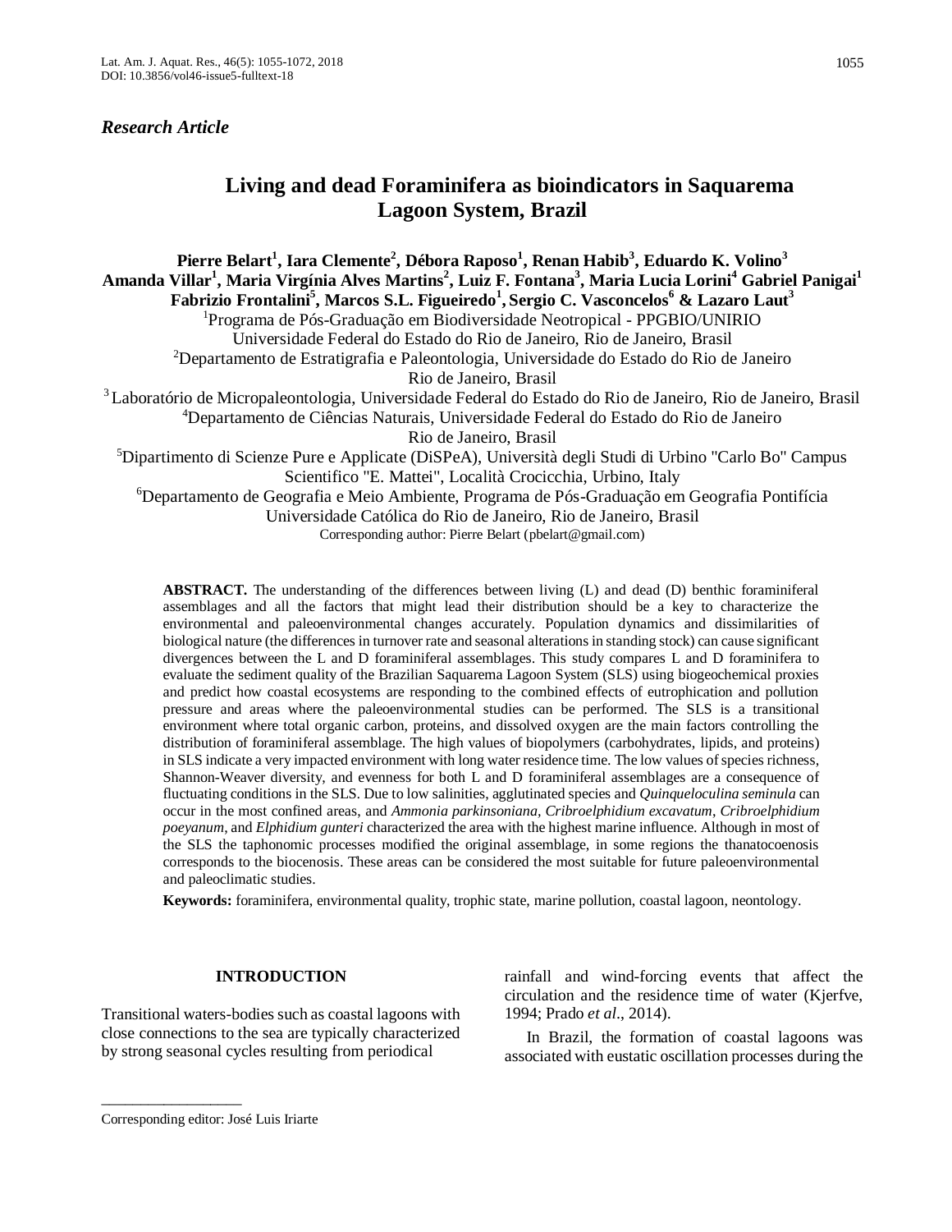*Research Article*

# Living and dead Foraminifera as bioindicators in Saquarema Lagoon System, Brazil

**Pierre Belart[1], Iara Clemente[2], Débora Raposo[1], Renan Habib[3], Eduardo K. Volino[3] Amanda Villar[1], Maria Virgínia Alves Martins[2], Luiz F. Fontana[3], Maria Lucia Lorini[4] Gabriel Panigai[1] Fabrizio Frontalini[5], Marcos S.L. Figueiredo[1], Sergio C. Vasconcelos[6] & Lazaro Laut[3]**

[1]Programa de Pós-Graduação em Biodiversidade Neotropical - PPGBIO/UNIRIO Universidade Federal do Estado do Rio de Janeiro, Rio de Janeiro, Brasil
[2]Departamento de Estratigrafia e Paleontologia, Universidade do Estado do Rio de Janeiro Rio de Janeiro, Brasil
[3]Laboratório de Micropaleontologia, Universidade Federal do Estado do Rio de Janeiro, Rio de Janeiro, Brasil
[4]Departamento de Ciências Naturais, Universidade Federal do Estado do Rio de Janeiro Rio de Janeiro, Brasil
[5]Dipartimento di Scienze Pure e Applicate (DiSPeA), Università degli Studi di Urbino "Carlo Bo" Campus Scientifico "E. Mattei", Località Crocicchia, Urbino, Italy
[6]Departamento de Geografia e Meio Ambiente, Programa de Pós-Graduação em Geografia Pontifícia Universidade Católica do Rio de Janeiro, Rio de Janeiro, Brasil
Corresponding author: Pierre Belart (pbelart@gmail.com)

**ABSTRACT.** The understanding of the differences between living (L) and dead (D) benthic foraminiferal assemblages and all the factors that might lead their distribution should be a key to characterize the environmental and paleoenvironmental changes accurately. Population dynamics and dissimilarities of biological nature (the differences in turnover rate and seasonal alterations in standing stock) can cause significant divergences between the L and D foraminiferal assemblages. This study compares L and D foraminifera to evaluate the sediment quality of the Brazilian Saquarema Lagoon System (SLS) using biogeochemical proxies and predict how coastal ecosystems are responding to the combined effects of eutrophication and pollution pressure and areas where the paleoenvironmental studies can be performed. The SLS is a transitional environment where total organic carbon, proteins, and dissolved oxygen are the main factors controlling the distribution of foraminiferal assemblage. The high values of biopolymers (carbohydrates, lipids, and proteins) in SLS indicate a very impacted environment with long water residence time. The low values of species richness, Shannon-Weaver diversity, and evenness for both L and D foraminiferal assemblages are a consequence of fluctuating conditions in the SLS. Due to low salinities, agglutinated species and *Quinqueloculina seminula* can occur in the most confined areas, and *Ammonia parkinsoniana*, *Cribroelphidium excavatum*, *Cribroelphidium poeyanum*, and *Elphidium gunteri* characterized the area with the highest marine influence. Although in most of the SLS the taphonomic processes modified the original assemblage, in some regions the thanatocoenosis corresponds to the biocenosis. These areas can be considered the most suitable for future paleoenvironmental and paleoclimatic studies.

**Keywords:** foraminifera, environmental quality, trophic state, marine pollution, coastal lagoon, neontology.

## INTRODUCTION

Transitional waters-bodies such as coastal lagoons with close connections to the sea are typically characterized by strong seasonal cycles resulting from periodical rainfall and wind-forcing events that affect the circulation and the residence time of water (Kjerfve, 1994; Prado *et al*., 2014).

In Brazil, the formation of coastal lagoons was associated with eustatic oscillation processes during the

Corresponding editor: José Luis Iriarte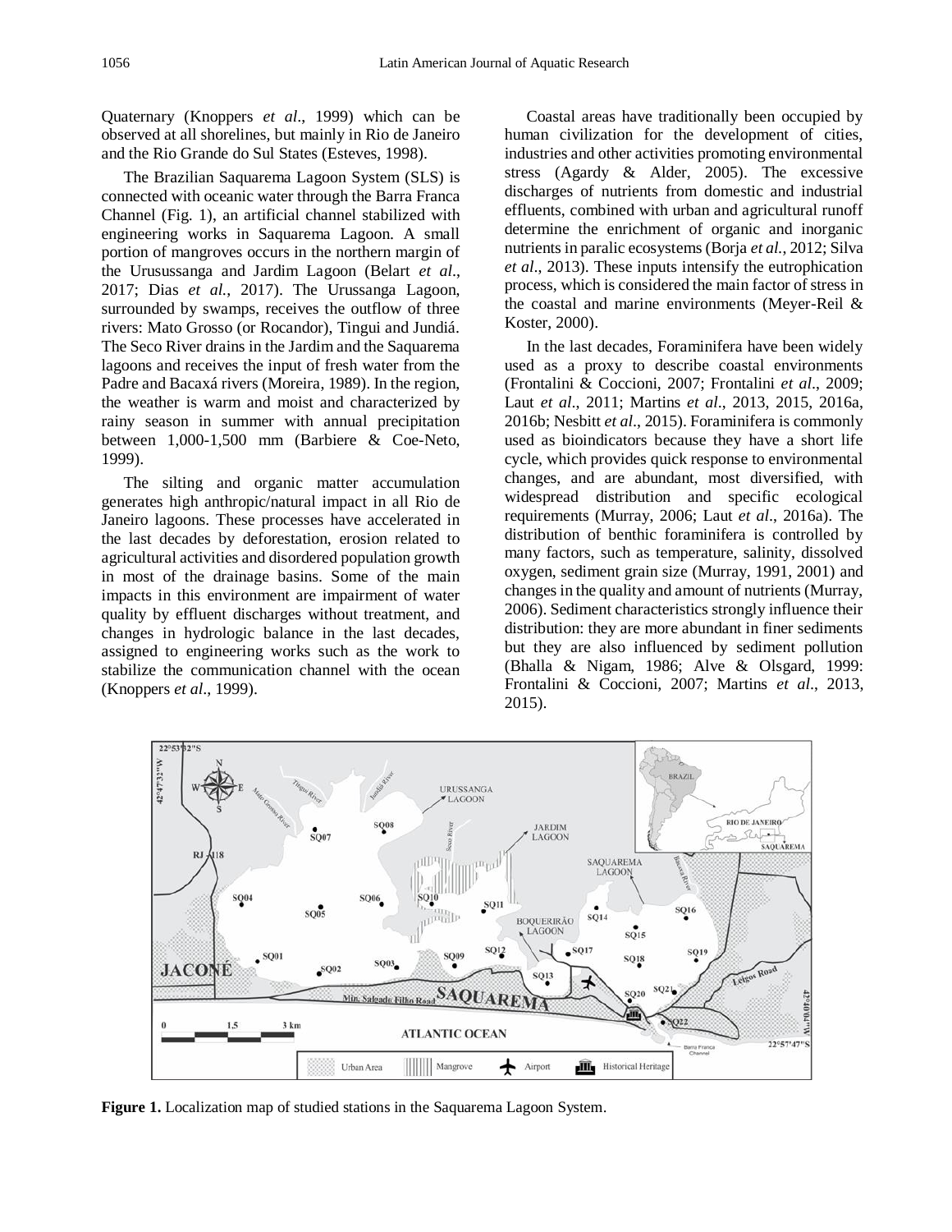Quaternary (Knoppers *et al*., 1999) which can be observed at all shorelines, but mainly in Rio de Janeiro and the Rio Grande do Sul States (Esteves, 1998).

The Brazilian Saquarema Lagoon System (SLS) is connected with oceanic water through the Barra Franca Channel (Fig. 1), an artificial channel stabilized with engineering works in Saquarema Lagoon. A small portion of mangroves occurs in the northern margin of the Urusussanga and Jardim Lagoon (Belart *et al*., 2017; Dias *et al.*, 2017). The Urussanga Lagoon, surrounded by swamps, receives the outflow of three rivers: Mato Grosso (or Rocandor), Tingui and Jundiá. The Seco River drains in the Jardim and the Saquarema lagoons and receives the input of fresh water from the Padre and Bacaxá rivers (Moreira, 1989). In the region, the weather is warm and moist and characterized by rainy season in summer with annual precipitation between 1,000-1,500 mm (Barbiere & Coe-Neto, 1999).

The silting and organic matter accumulation generates high anthropic/natural impact in all Rio de Janeiro lagoons. These processes have accelerated in the last decades by deforestation, erosion related to agricultural activities and disordered population growth in most of the drainage basins. Some of the main impacts in this environment are impairment of water quality by effluent discharges without treatment, and changes in hydrologic balance in the last decades, assigned to engineering works such as the work to stabilize the communication channel with the ocean (Knoppers *et al*., 1999).

Coastal areas have traditionally been occupied by human civilization for the development of cities, industries and other activities promoting environmental stress (Agardy & Alder, 2005). The excessive discharges of nutrients from domestic and industrial effluents, combined with urban and agricultural runoff determine the enrichment of organic and inorganic nutrients in paralic ecosystems (Borja *et al.*, 2012; Silva *et al*., 2013). These inputs intensify the eutrophication process, which is considered the main factor of stress in the coastal and marine environments (Meyer-Reil & Koster, 2000).

In the last decades, Foraminifera have been widely used as a proxy to describe coastal environments (Frontalini & Coccioni, 2007; Frontalini *et al*., 2009; Laut *et al*., 2011; Martins *et al*., 2013, 2015, 2016a, 2016b; Nesbitt *et al*., 2015). Foraminifera is commonly used as bioindicators because they have a short life cycle, which provides quick response to environmental changes, and are abundant, most diversified, with widespread distribution and specific ecological requirements (Murray, 2006; Laut *et al*., 2016a). The distribution of benthic foraminifera is controlled by many factors, such as temperature, salinity, dissolved oxygen, sediment grain size (Murray, 1991, 2001) and changes in the quality and amount of nutrients (Murray, 2006). Sediment characteristics strongly influence their distribution: they are more abundant in finer sediments but they are also influenced by sediment pollution (Bhalla & Nigam, 1986; Alve & Olsgard, 1999: Frontalini & Coccioni, 2007; Martins *et al*., 2013, 2015).

22°53'32"S
42°47'32"W
Tingui River
Jundiá River
Mato Grosso River
URUSSANGA LAGOON
SQ07
SQ08
Seco River
JARDIM LAGOON
RJ 118
SAQUAREMA LAGOON
Bacaxá River
SQ04
SQ05
SQ06
SQ10
SQ11
SQ14
SQ16
BOQUERIRÃO LAGOON
SQ15
SQ01
SQ02
SQ03
SQ09
SQ12
SQ17
SQ18
SQ19
JACONÉ
SQ13
Leigos Road
SQ20
SQ21
Min. Salgado Filho Road
SAQUAREMA
SQ22
42°40'04"W
0 1.5 3 km
ATLANTIC OCEAN
Barra Franca Channel
22°57'47"S
BRAZIL
RIO DE JANEIRO
SAQUAREMA
Urban Area
Mangrove
Airport
Historical Heritage

**Figure 1.** Localization map of studied stations in the Saquarema Lagoon System.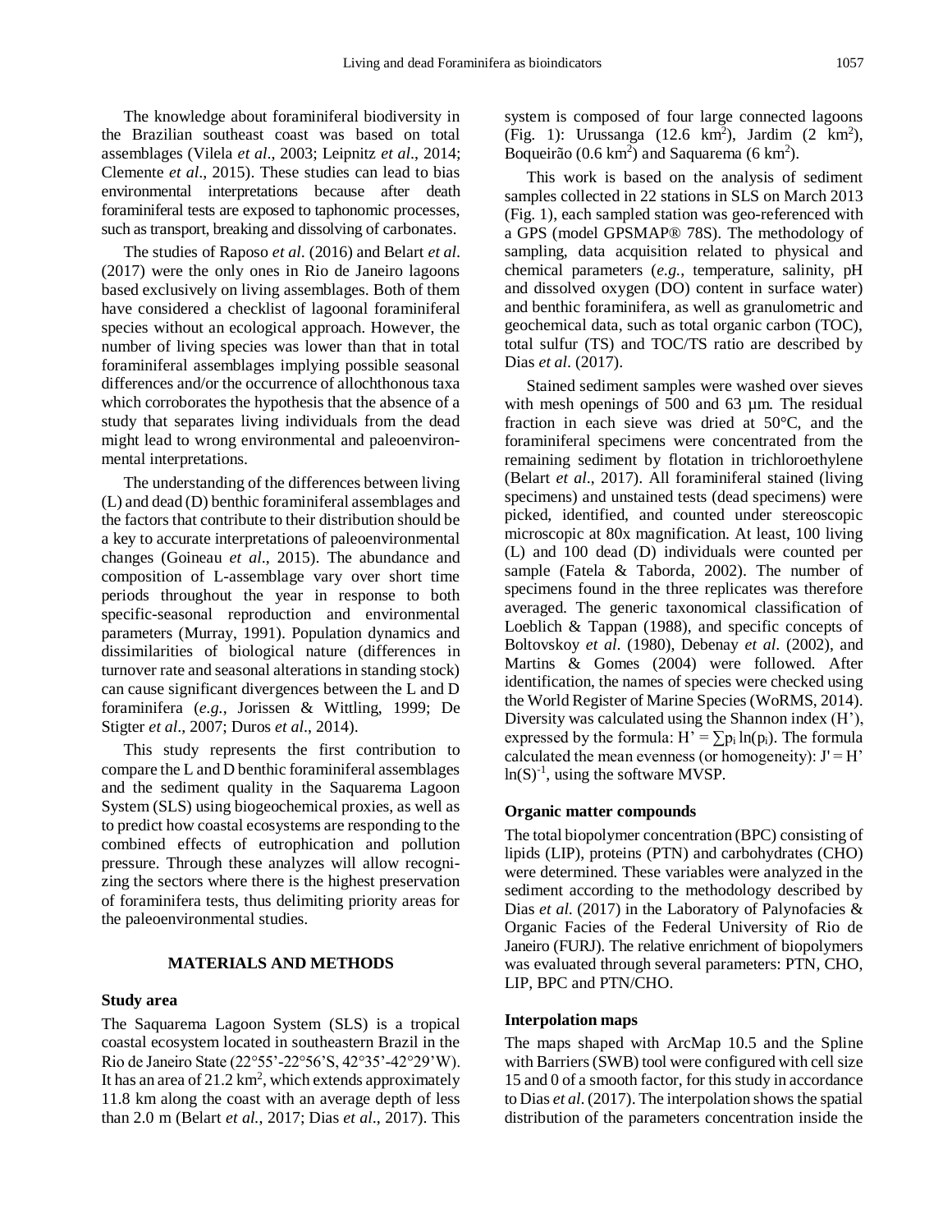The knowledge about foraminiferal biodiversity in the Brazilian southeast coast was based on total assemblages (Vilela *et al*., 2003; Leipnitz *et al*., 2014; Clemente *et al*., 2015). These studies can lead to bias environmental interpretations because after death foraminiferal tests are exposed to taphonomic processes, such as transport, breaking and dissolving of carbonates.

The studies of Raposo *et al*. (2016) and Belart *et al*. (2017) were the only ones in Rio de Janeiro lagoons based exclusively on living assemblages. Both of them have considered a checklist of lagoonal foraminiferal species without an ecological approach. However, the number of living species was lower than that in total foraminiferal assemblages implying possible seasonal differences and/or the occurrence of allochthonous taxa which corroborates the hypothesis that the absence of a study that separates living individuals from the dead might lead to wrong environmental and paleoenvironmental interpretations.

The understanding of the differences between living (L) and dead (D) benthic foraminiferal assemblages and the factors that contribute to their distribution should be a key to accurate interpretations of paleoenvironmental changes (Goineau *et al*., 2015). The abundance and composition of L-assemblage vary over short time periods throughout the year in response to both specific-seasonal reproduction and environmental parameters (Murray, 1991). Population dynamics and dissimilarities of biological nature (differences in turnover rate and seasonal alterations in standing stock) can cause significant divergences between the L and D foraminifera (*e.g.*, Jorissen & Wittling, 1999; De Stigter *et al*., 2007; Duros *et al*., 2014).

This study represents the first contribution to compare the L and D benthic foraminiferal assemblages and the sediment quality in the Saquarema Lagoon System (SLS) using biogeochemical proxies, as well as to predict how coastal ecosystems are responding to the combined effects of eutrophication and pollution pressure. Through these analyzes will allow recognizing the sectors where there is the highest preservation of foraminifera tests, thus delimiting priority areas for the paleoenvironmental studies.

## MATERIALS AND METHODS

### Study area

The Saquarema Lagoon System (SLS) is a tropical coastal ecosystem located in southeastern Brazil in the Rio de Janeiro State (22°55'-22°56'S, 42°35'-42°29'W). It has an area of 21.2 km$^2$, which extends approximately 11.8 km along the coast with an average depth of less than 2.0 m (Belart *et al.*, 2017; Dias *et al*., 2017). This system is composed of four large connected lagoons (Fig. 1): Urussanga (12.6 km$^2$), Jardim (2 km$^2$), Boqueirão (0.6 km$^2$) and Saquarema (6 km$^2$).

This work is based on the analysis of sediment samples collected in 22 stations in SLS on March 2013 (Fig. 1), each sampled station was geo-referenced with a GPS (model GPSMAP® 78S). The methodology of sampling, data acquisition related to physical and chemical parameters (*e.g.*, temperature, salinity, pH and dissolved oxygen (DO) content in surface water) and benthic foraminifera, as well as granulometric and geochemical data, such as total organic carbon (TOC), total sulfur (TS) and TOC/TS ratio are described by Dias *et al*. (2017).

Stained sediment samples were washed over sieves with mesh openings of 500 and 63 µm. The residual fraction in each sieve was dried at 50°C, and the foraminiferal specimens were concentrated from the remaining sediment by flotation in trichloroethylene (Belart *et al*., 2017). All foraminiferal stained (living specimens) and unstained tests (dead specimens) were picked, identified, and counted under stereoscopic microscopic at 80x magnification. At least, 100 living (L) and 100 dead (D) individuals were counted per sample (Fatela & Taborda, 2002). The number of specimens found in the three replicates was therefore averaged. The generic taxonomical classification of Loeblich & Tappan (1988), and specific concepts of Boltovskoy *et al*. (1980), Debenay *et al*. (2002), and Martins & Gomes (2004) were followed. After identification, the names of species were checked using the World Register of Marine Species (WoRMS, 2014). Diversity was calculated using the Shannon index (H'), expressed by the formula: $H' = \sum p_i \ln(p_i)$. The formula calculated the mean evenness (or homogeneity): $J' = H' \ln(S)^{-1}$, using the software MVSP.

### Organic matter compounds

The total biopolymer concentration (BPC) consisting of lipids (LIP), proteins (PTN) and carbohydrates (CHO) were determined. These variables were analyzed in the sediment according to the methodology described by Dias *et al*. (2017) in the Laboratory of Palynofacies & Organic Facies of the Federal University of Rio de Janeiro (FURJ). The relative enrichment of biopolymers was evaluated through several parameters: PTN, CHO, LIP, BPC and PTN/CHO.

### Interpolation maps

The maps shaped with ArcMap 10.5 and the Spline with Barriers (SWB) tool were configured with cell size 15 and 0 of a smooth factor, for this study in accordance to Dias *et al*. (2017). The interpolation shows the spatial distribution of the parameters concentration inside the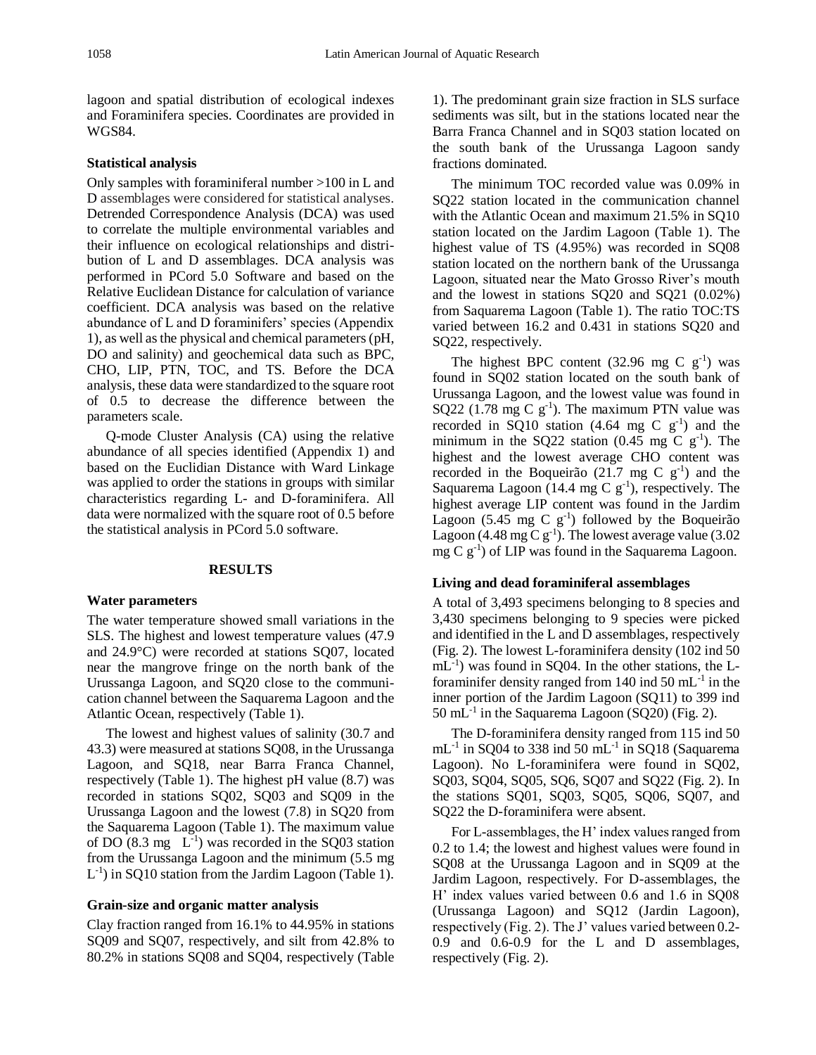lagoon and spatial distribution of ecological indexes and Foraminifera species. Coordinates are provided in WGS84.

### Statistical analysis

Only samples with foraminiferal number >100 in L and D assemblages were considered for statistical analyses. Detrended Correspondence Analysis (DCA) was used to correlate the multiple environmental variables and their influence on ecological relationships and distribution of L and D assemblages. DCA analysis was performed in PCord 5.0 Software and based on the Relative Euclidean Distance for calculation of variance coefficient. DCA analysis was based on the relative abundance of L and D foraminifers' species (Appendix 1), as well as the physical and chemical parameters (pH, DO and salinity) and geochemical data such as BPC, CHO, LIP, PTN, TOC, and TS. Before the DCA analysis, these data were standardized to the square root of 0.5 to decrease the difference between the parameters scale.

Q-mode Cluster Analysis (CA) using the relative abundance of all species identified (Appendix 1) and based on the Euclidian Distance with Ward Linkage was applied to order the stations in groups with similar characteristics regarding L- and D-foraminifera. All data were normalized with the square root of 0.5 before the statistical analysis in PCord 5.0 software.

## RESULTS

### Water parameters

The water temperature showed small variations in the SLS. The highest and lowest temperature values (47.9 and 24.9°C) were recorded at stations SQ07, located near the mangrove fringe on the north bank of the Urussanga Lagoon, and SQ20 close to the communication channel between the Saquarema Lagoon and the Atlantic Ocean, respectively (Table 1).

The lowest and highest values of salinity (30.7 and 43.3) were measured at stations SQ08, in the Urussanga Lagoon, and SQ18, near Barra Franca Channel, respectively (Table 1). The highest pH value (8.7) was recorded in stations SQ02, SQ03 and SQ09 in the Urussanga Lagoon and the lowest (7.8) in SQ20 from the Saquarema Lagoon (Table 1). The maximum value of DO (8.3 mg $L^{-1}$) was recorded in the SQ03 station from the Urussanga Lagoon and the minimum (5.5 mg $L^{-1}$) in SQ10 station from the Jardim Lagoon (Table 1).

### Grain-size and organic matter analysis

Clay fraction ranged from 16.1% to 44.95% in stations SQ09 and SQ07, respectively, and silt from 42.8% to 80.2% in stations SQ08 and SQ04, respectively (Table 1). The predominant grain size fraction in SLS surface sediments was silt, but in the stations located near the Barra Franca Channel and in SQ03 station located on the south bank of the Urussanga Lagoon sandy fractions dominated.

The minimum TOC recorded value was 0.09% in SQ22 station located in the communication channel with the Atlantic Ocean and maximum 21.5% in SQ10 station located on the Jardim Lagoon (Table 1). The highest value of TS (4.95%) was recorded in SQ08 station located on the northern bank of the Urussanga Lagoon, situated near the Mato Grosso River's mouth and the lowest in stations SQ20 and SQ21 (0.02%) from Saquarema Lagoon (Table 1). The ratio TOC:TS varied between 16.2 and 0.431 in stations SQ20 and SQ22, respectively.

The highest BPC content (32.96 mg C $g^{-1}$) was found in SQ02 station located on the south bank of Urussanga Lagoon, and the lowest value was found in SQ22 (1.78 mg C $g^{-1}$). The maximum PTN value was recorded in SQ10 station (4.64 mg C $g^{-1}$) and the minimum in the SQ22 station (0.45 mg C $g^{-1}$). The highest and the lowest average CHO content was recorded in the Boqueirão (21.7 mg C $g^{-1}$) and the Saquarema Lagoon (14.4 mg C $g^{-1}$), respectively. The highest average LIP content was found in the Jardim Lagoon (5.45 mg C $g^{-1}$) followed by the Boqueirão Lagoon (4.48 mg C $g^{-1}$). The lowest average value (3.02 mg C $g^{-1}$) of LIP was found in the Saquarema Lagoon.

### Living and dead foraminiferal assemblages

A total of 3,493 specimens belonging to 8 species and 3,430 specimens belonging to 9 species were picked and identified in the L and D assemblages, respectively (Fig. 2). The lowest L-foraminifera density (102 ind 50 $mL^{-1}$) was found in SQ04. In the other stations, the L-foraminifer density ranged from 140 ind 50 $mL^{-1}$ in the inner portion of the Jardim Lagoon (SQ11) to 399 ind 50 $mL^{-1}$ in the Saquarema Lagoon (SQ20) (Fig. 2).

The D-foraminifera density ranged from 115 ind 50 $mL^{-1}$ in SQ04 to 338 ind 50 $mL^{-1}$ in SQ18 (Saquarema Lagoon). No L-foraminifera were found in SQ02, SQ03, SQ04, SQ05, SQ6, SQ07 and SQ22 (Fig. 2). In the stations SQ01, SQ03, SQ05, SQ06, SQ07, and SQ22 the D-foraminifera were absent.

For L-assemblages, the H' index values ranged from 0.2 to 1.4; the lowest and highest values were found in SQ08 at the Urussanga Lagoon and in SQ09 at the Jardim Lagoon, respectively. For D-assemblages, the H' index values varied between 0.6 and 1.6 in SQ08 (Urussanga Lagoon) and SQ12 (Jardin Lagoon), respectively (Fig. 2). The J' values varied between 0.2-0.9 and 0.6-0.9 for the L and D assemblages, respectively (Fig. 2).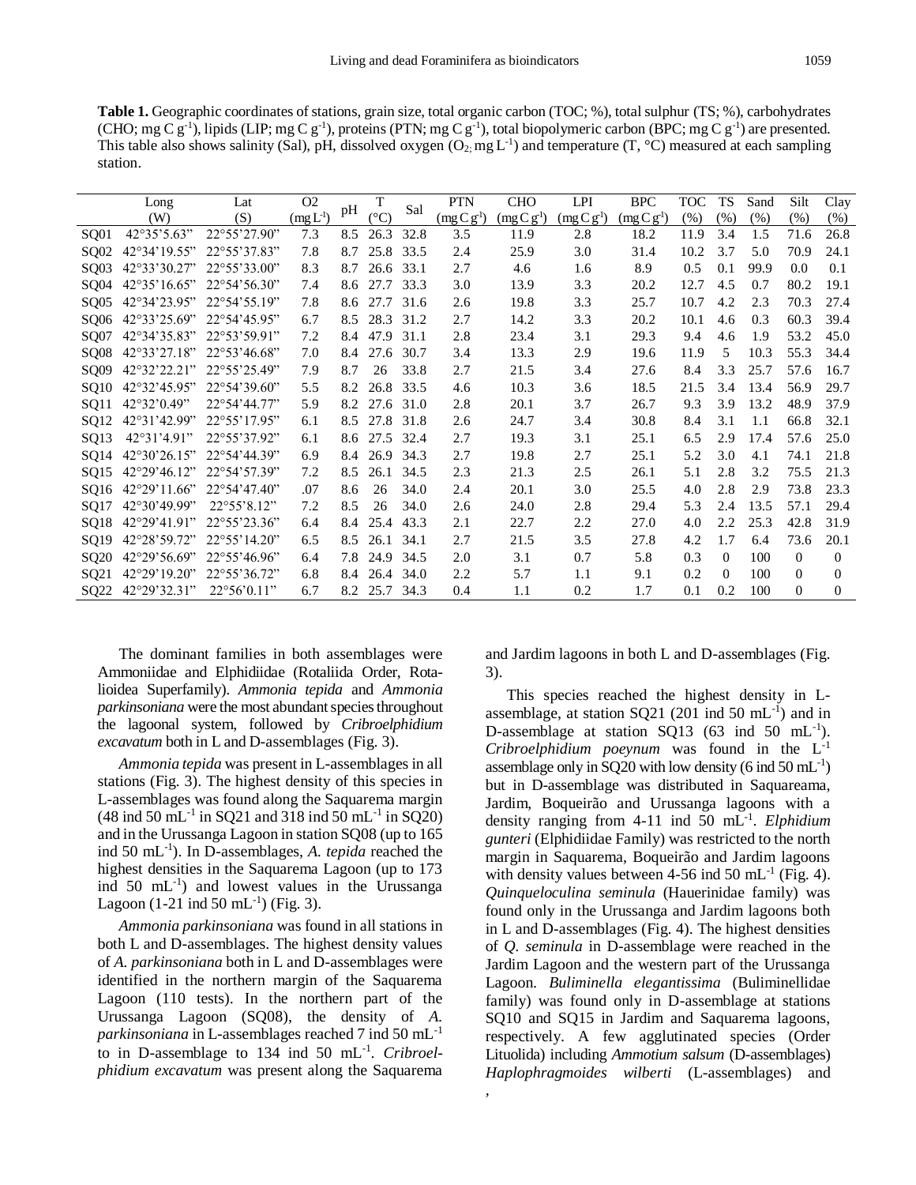**Table 1.** Geographic coordinates of stations, grain size, total organic carbon (TOC; %), total sulphur (TS; %), carbohydrates (CHO; mg C $g^{-1}$), lipids (LIP; mg C $g^{-1}$), proteins (PTN; mg C $g^{-1}$), total biopolymeric carbon (BPC; mg C $g^{-1}$) are presented. This table also shows salinity (Sal), pH, dissolved oxygen ($O_2$; mg $L^{-1}$) and temperature (T, °C) measured at each sampling station.

| | Long (W) | Lat (S) | O2 (mg $L^{-1}$) | pH | T (°C) | Sal | PTN (mg C $g^{-1}$) | CHO (mg C $g^{-1}$) | LPI (mg C $g^{-1}$) | BPC (mg C $g^{-1}$) | TOC (%) | TS (%) | Sand (%) | Silt (%) | Clay (%) |
|---|---|---|---|---|---|---|---|---|---|---|---|---|---|---|---|
| SQ01 | 42°35'5.63" | 22°55'27.90" | 7.3 | 8.5 | 26.3 | 32.8 | 3.5 | 11.9 | 2.8 | 18.2 | 11.9 | 3.4 | 1.5 | 71.6 | 26.8 |
| SQ02 | 42°34'19.55" | 22°55'37.83" | 7.8 | 8.7 | 25.8 | 33.5 | 2.4 | 25.9 | 3.0 | 31.4 | 10.2 | 3.7 | 5.0 | 70.9 | 24.1 |
| SQ03 | 42°33'30.27" | 22°55'33.00" | 8.3 | 8.7 | 26.6 | 33.1 | 2.7 | 4.6 | 1.6 | 8.9 | 0.5 | 0.1 | 99.9 | 0.0 | 0.1 |
| SQ04 | 42°35'16.65" | 22°54'56.30" | 7.4 | 8.6 | 27.7 | 33.3 | 3.0 | 13.9 | 3.3 | 20.2 | 12.7 | 4.5 | 0.7 | 80.2 | 19.1 |
| SQ05 | 42°34'23.95" | 22°54'55.19" | 7.8 | 8.6 | 27.7 | 31.6 | 2.6 | 19.8 | 3.3 | 25.7 | 10.7 | 4.2 | 2.3 | 70.3 | 27.4 |
| SQ06 | 42°33'25.69" | 22°54'45.95" | 6.7 | 8.5 | 28.3 | 31.2 | 2.7 | 14.2 | 3.3 | 20.2 | 10.1 | 4.6 | 0.3 | 60.3 | 39.4 |
| SQ07 | 42°34'35.83" | 22°53'59.91" | 7.2 | 8.4 | 47.9 | 31.1 | 2.8 | 23.4 | 3.1 | 29.3 | 9.4 | 4.6 | 1.9 | 53.2 | 45.0 |
| SQ08 | 42°33'27.18" | 22°53'46.68" | 7.0 | 8.4 | 27.6 | 30.7 | 3.4 | 13.3 | 2.9 | 19.6 | 11.9 | 5 | 10.3 | 55.3 | 34.4 |
| SQ09 | 42°32'22.21" | 22°55'25.49" | 7.9 | 8.7 | 26 | 33.8 | 2.7 | 21.5 | 3.4 | 27.6 | 8.4 | 3.3 | 25.7 | 57.6 | 16.7 |
| SQ10 | 42°32'45.95" | 22°54'39.60" | 5.5 | 8.2 | 26.8 | 33.5 | 4.6 | 10.3 | 3.6 | 18.5 | 21.5 | 3.4 | 13.4 | 56.9 | 29.7 |
| SQ11 | 42°32'0.49" | 22°54'44.77" | 5.9 | 8.2 | 27.6 | 31.0 | 2.8 | 20.1 | 3.7 | 26.7 | 9.3 | 3.9 | 13.2 | 48.9 | 37.9 |
| SQ12 | 42°31'42.99" | 22°55'17.95" | 6.1 | 8.5 | 27.8 | 31.8 | 2.6 | 24.7 | 3.4 | 30.8 | 8.4 | 3.1 | 1.1 | 66.8 | 32.1 |
| SQ13 | 42°31'4.91" | 22°55'37.92" | 6.1 | 8.6 | 27.5 | 32.4 | 2.7 | 19.3 | 3.1 | 25.1 | 6.5 | 2.9 | 17.4 | 57.6 | 25.0 |
| SQ14 | 42°30'26.15" | 22°54'44.39" | 6.9 | 8.4 | 26.9 | 34.3 | 2.7 | 19.8 | 2.7 | 25.1 | 5.2 | 3.0 | 4.1 | 74.1 | 21.8 |
| SQ15 | 42°29'46.12" | 22°54'57.39" | 7.2 | 8.5 | 26.1 | 34.5 | 2.3 | 21.3 | 2.5 | 26.1 | 5.1 | 2.8 | 3.2 | 75.5 | 21.3 |
| SQ16 | 42°29'11.66" | 22°54'47.40" | .07 | 8.6 | 26 | 34.0 | 2.4 | 20.1 | 3.0 | 25.5 | 4.0 | 2.8 | 2.9 | 73.8 | 23.3 |
| SQ17 | 42°30'49.99" | 22°55'8.12" | 7.2 | 8.5 | 26 | 34.0 | 2.6 | 24.0 | 2.8 | 29.4 | 5.3 | 2.4 | 13.5 | 57.1 | 29.4 |
| SQ18 | 42°29'41.91" | 22°55'23.36" | 6.4 | 8.4 | 25.4 | 43.3 | 2.1 | 22.7 | 2.2 | 27.0 | 4.0 | 2.2 | 25.3 | 42.8 | 31.9 |
| SQ19 | 42°28'59.72" | 22°55'14.20" | 6.5 | 8.5 | 26.1 | 34.1 | 2.7 | 21.5 | 3.5 | 27.8 | 4.2 | 1.7 | 6.4 | 73.6 | 20.1 |
| SQ20 | 42°29'56.69" | 22°55'46.96" | 6.4 | 7.8 | 24.9 | 34.5 | 2.0 | 3.1 | 0.7 | 5.8 | 0.3 | 0 | 100 | 0 | 0 |
| SQ21 | 42°29'19.20" | 22°55'36.72" | 6.8 | 8.4 | 26.4 | 34.0 | 2.2 | 5.7 | 1.1 | 9.1 | 0.2 | 0 | 100 | 0 | 0 |
| SQ22 | 42°29'32.31" | 22°56'0.11" | 6.7 | 8.2 | 25.7 | 34.3 | 0.4 | 1.1 | 0.2 | 1.7 | 0.1 | 0.2 | 100 | 0 | 0 |

The dominant families in both assemblages were Ammoniidae and Elphidiidae (Rotaliida Order, Rotalioidea Superfamily). *Ammonia tepida* and *Ammonia parkinsoniana* were the most abundant species throughout the lagoonal system, followed by *Cribroelphidium excavatum* both in L and D-assemblages (Fig. 3).

*Ammonia tepida* was present in L-assemblages in all stations (Fig. 3). The highest density of this species in L-assemblages was found along the Saquarema margin (48 ind 50 $mL^{-1}$ in SQ21 and 318 ind 50 $mL^{-1}$ in SQ20) and in the Urussanga Lagoon in station SQ08 (up to 165 ind 50 $mL^{-1}$). In D-assemblages, *A. tepida* reached the highest densities in the Saquarema Lagoon (up to 173 ind 50 $mL^{-1}$) and lowest values in the Urussanga Lagoon (1-21 ind 50 $mL^{-1}$) (Fig. 3).

*Ammonia parkinsoniana* was found in all stations in both L and D-assemblages. The highest density values of *A. parkinsoniana* both in L and D-assemblages were identified in the northern margin of the Saquarema Lagoon (110 tests). In the northern part of the Urussanga Lagoon (SQ08), the density of *A. parkinsoniana* in L-assemblages reached 7 ind 50 $mL^{-1}$ to in D-assemblage to 134 ind 50 $mL^{-1}$. *Cribroelphidium excavatum* was present along the Saquarema and Jardim lagoons in both L and D-assemblages (Fig. 3).

This species reached the highest density in L-assemblage, at station SQ21 (201 ind 50 $mL^{-1}$) and in D-assemblage at station SQ13 (63 ind 50 $mL^{-1}$). *Cribroelphidium poeynum* was found in the $L^{-1}$ assemblage only in SQ20 with low density (6 ind 50 $mL^{-1}$) but in D-assemblage was distributed in Saquareama, Jardim, Boqueirão and Urussanga lagoons with a density ranging from 4-11 ind 50 $mL^{-1}$. *Elphidium gunteri* (Elphidiidae Family) was restricted to the north margin in Saquarema, Boqueirão and Jardim lagoons with density values between 4-56 ind 50 $mL^{-1}$ (Fig. 4). *Quinqueloculina seminula* (Hauerinidae family) was found only in the Urussanga and Jardim lagoons both in L and D-assemblages (Fig. 4). The highest densities of *Q. seminula* in D-assemblage were reached in the Jardim Lagoon and the western part of the Urussanga Lagoon. *Buliminella elegantissima* (Buliminellidae family) was found only in D-assemblage at stations SQ10 and SQ15 in Jardim and Saquarema lagoons, respectively. A few agglutinated species (Order Lituolida) including *Ammotium salsum* (D-assemblages) *Haplophragmoides wilberti* (L-assemblages) and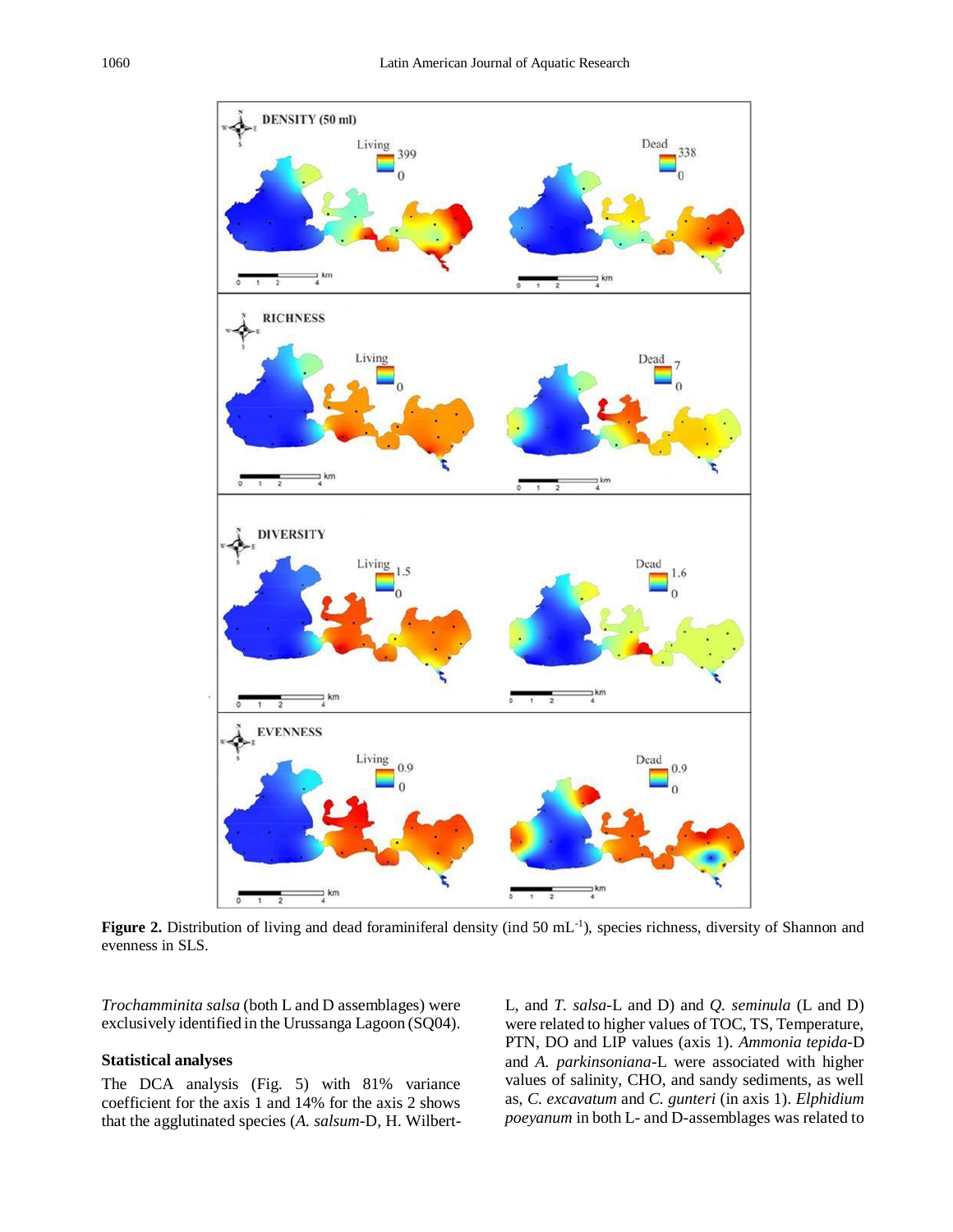DENSITY (50 ml)

Living 399 0

Dead 338 0

RICHNESS

Living 0

Dead 7 0

DIVERSITY

Living 1.5 0

Dead 1.6 0

EVENNESS

Living 0.9 0

Dead 0.9 0

**Figure 2.** Distribution of living and dead foraminiferal density (ind 50 mL$^{-1}$), species richness, diversity of Shannon and evenness in SLS.

*Trochamminita salsa* (both L and D assemblages) were exclusively identified in the Urussanga Lagoon (SQ04).

### Statistical analyses

The DCA analysis (Fig. 5) with 81% variance coefficient for the axis 1 and 14% for the axis 2 shows that the agglutinated species (*A. salsum*-D, H. Wilbert-L, and *T. salsa*-L and D) and *Q. seminula* (L and D) were related to higher values of TOC, TS, Temperature, PTN, DO and LIP values (axis 1). *Ammonia tepida*-D and *A. parkinsoniana*-L were associated with higher values of salinity, CHO, and sandy sediments, as well as, *C. excavatum* and *C. gunteri* (in axis 1). *Elphidium poeyanum* in both L- and D-assemblages was related to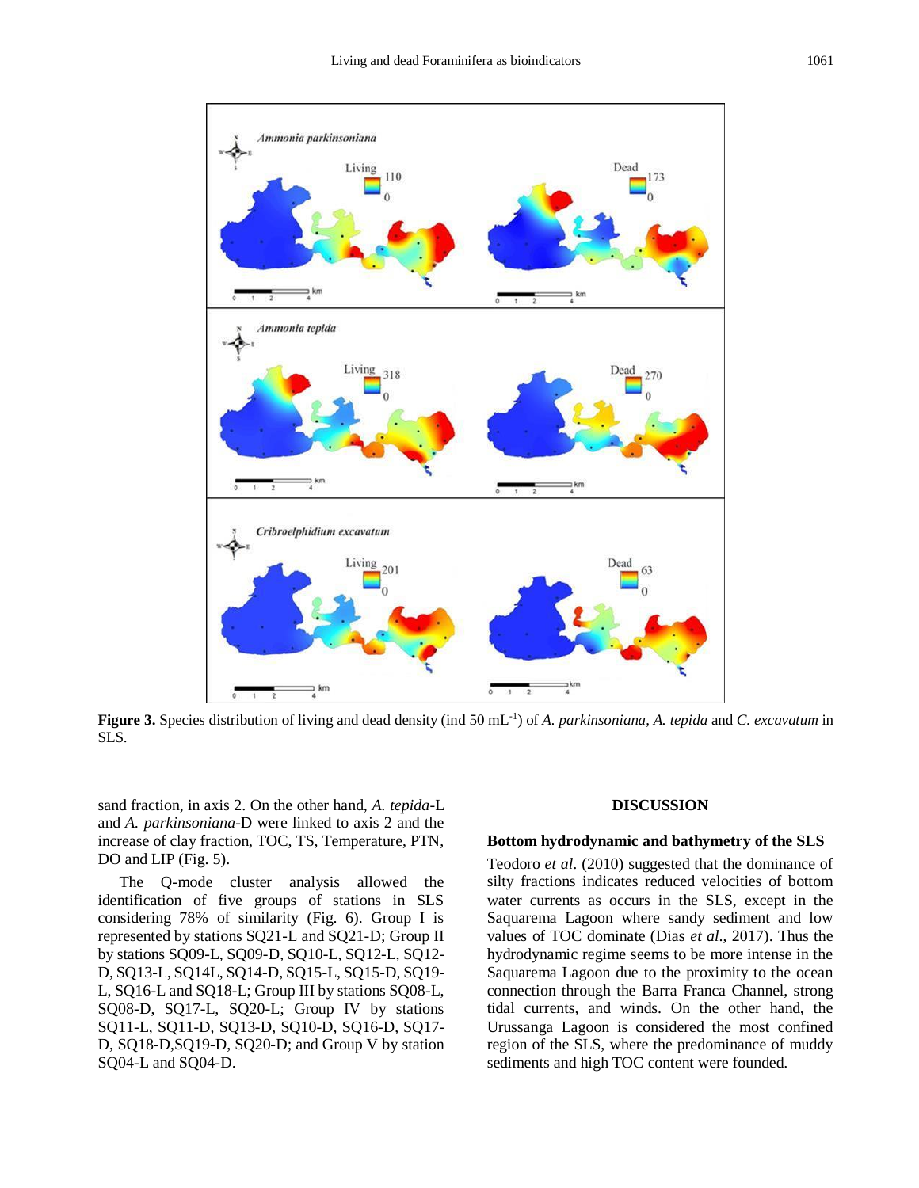Ammonia parkinsoniana

Living 110 0

Dead 173 0

km 0 1 2 4

Ammonia tepida

Living 318 0

Dead 270 0

km 0 1 2 4

Cribroelphidium excavatum

Living 201 0

Dead 63 0

km 0 1 2 4

**Figure 3.** Species distribution of living and dead density (ind 50 mL$^{-1}$) of *A. parkinsoniana*, *A. tepida* and *C. excavatum* in SLS.

sand fraction, in axis 2. On the other hand, *A. tepida*-L and *A. parkinsoniana*-D were linked to axis 2 and the increase of clay fraction, TOC, TS, Temperature, PTN, DO and LIP (Fig. 5).

The Q-mode cluster analysis allowed the identification of five groups of stations in SLS considering 78% of similarity (Fig. 6). Group I is represented by stations SQ21-L and SQ21-D; Group II by stations SQ09-L, SQ09-D, SQ10-L, SQ12-L, SQ12-D, SQ13-L, SQ14L, SQ14-D, SQ15-L, SQ15-D, SQ19-L, SQ16-L and SQ18-L; Group III by stations SQ08-L, SQ08-D, SQ17-L, SQ20-L; Group IV by stations SQ11-L, SQ11-D, SQ13-D, SQ10-D, SQ16-D, SQ17-D, SQ18-D,SQ19-D, SQ20-D; and Group V by station SQ04-L and SQ04-D.

## DISCUSSION

### Bottom hydrodynamic and bathymetry of the SLS

Teodoro *et al*. (2010) suggested that the dominance of silty fractions indicates reduced velocities of bottom water currents as occurs in the SLS, except in the Saquarema Lagoon where sandy sediment and low values of TOC dominate (Dias *et al*., 2017). Thus the hydrodynamic regime seems to be more intense in the Saquarema Lagoon due to the proximity to the ocean connection through the Barra Franca Channel, strong tidal currents, and winds. On the other hand, the Urussanga Lagoon is considered the most confined region of the SLS, where the predominance of muddy sediments and high TOC content were founded.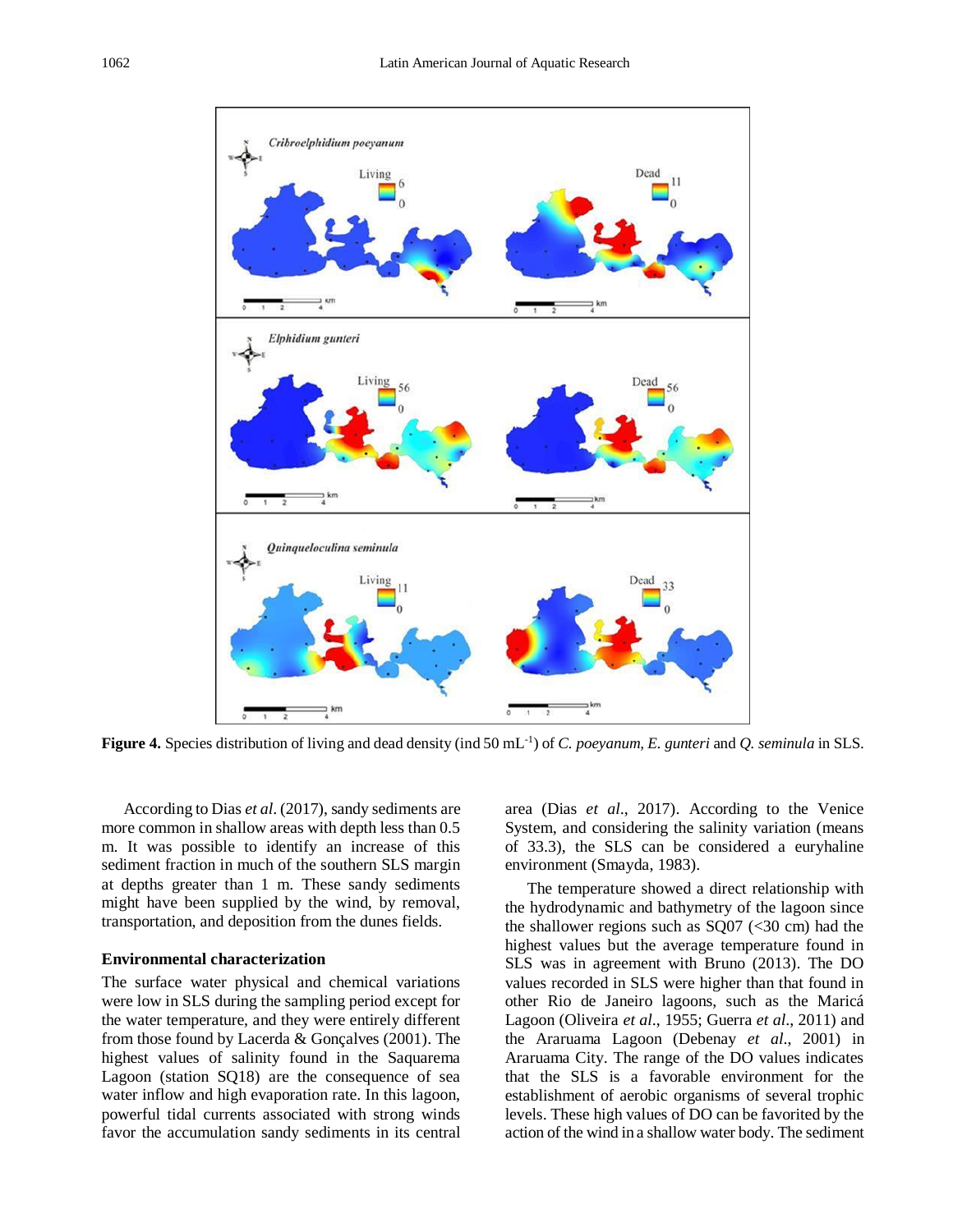Cribroelphidium poeyanum

Living 6 0

Dead 11 0

0 1 2 4 km

Elphidium gunteri

Living 56 0

Dead 56 0

0 1 2 4 km

Quinqueloculina seminula

Living 11 0

Dead 33 0

0 1 2 4 km

**Figure 4.** Species distribution of living and dead density (ind 50 mL$^{-1}$) of *C. poeyanum*, *E. gunteri* and *Q. seminula* in SLS.

According to Dias *et al*. (2017), sandy sediments are more common in shallow areas with depth less than 0.5 m. It was possible to identify an increase of this sediment fraction in much of the southern SLS margin at depths greater than 1 m. These sandy sediments might have been supplied by the wind, by removal, transportation, and deposition from the dunes fields.

### Environmental characterization

The surface water physical and chemical variations were low in SLS during the sampling period except for the water temperature, and they were entirely different from those found by Lacerda & Gonçalves (2001). The highest values of salinity found in the Saquarema Lagoon (station SQ18) are the consequence of sea water inflow and high evaporation rate. In this lagoon, powerful tidal currents associated with strong winds favor the accumulation sandy sediments in its central area (Dias *et al*., 2017). According to the Venice System, and considering the salinity variation (means of 33.3), the SLS can be considered a euryhaline environment (Smayda, 1983).

The temperature showed a direct relationship with the hydrodynamic and bathymetry of the lagoon since the shallower regions such as SQ07 (<30 cm) had the highest values but the average temperature found in SLS was in agreement with Bruno (2013). The DO values recorded in SLS were higher than that found in other Rio de Janeiro lagoons, such as the Maricá Lagoon (Oliveira *et al*., 1955; Guerra *et al*., 2011) and the Araruama Lagoon (Debenay *et al*., 2001) in Araruama City. The range of the DO values indicates that the SLS is a favorable environment for the establishment of aerobic organisms of several trophic levels. These high values of DO can be favorited by the action of the wind in a shallow water body. The sediment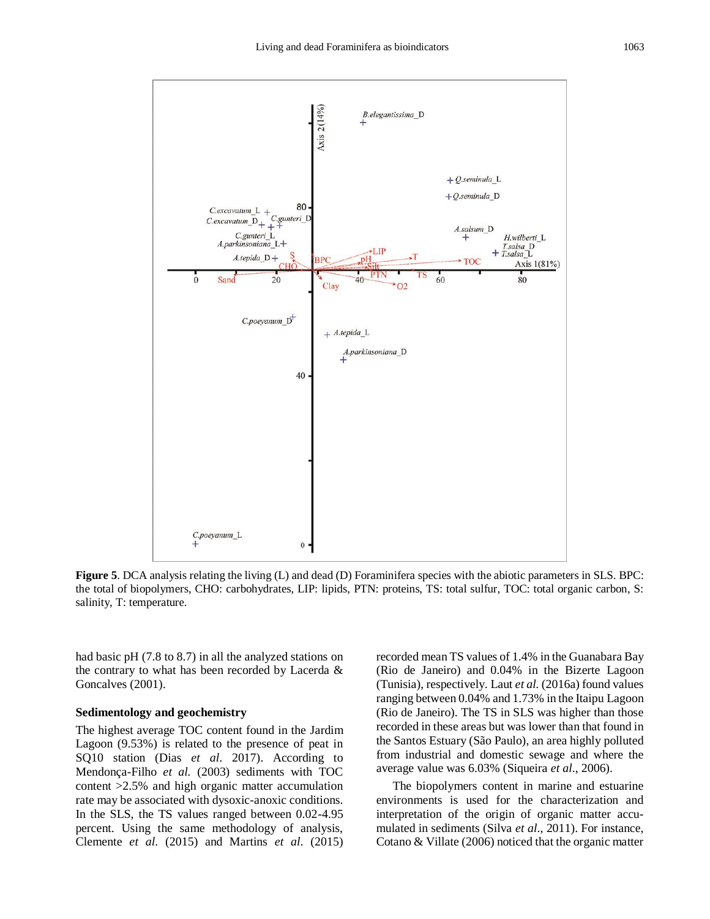Axis 2 (14%)

B.elegantissima_D

Q.seminula_L

Q.seminula_D

80

C.excavatum_L

C.excavatum_D

C.gunteri_D

C.gunteri_L

A.parkinsoniana_L

A.salsum_D

H.wilberti_L

T.salsa_D

T.salsa_L

A.tepida_D

S

CHO

BPC

LIP

pH

T

TOC

Silt

PTN

TS

Axis 1(81%)

0

Sand

20

40

60

80

Clay

O2

C.poeyanum_D

A.tepida_L

A.parkinsoniana_D

40

C.poeyanum_L

0

**Figure 5**. DCA analysis relating the living (L) and dead (D) Foraminifera species with the abiotic parameters in SLS. BPC: the total of biopolymers, CHO: carbohydrates, LIP: lipids, PTN: proteins, TS: total sulfur, TOC: total organic carbon, S: salinity, T: temperature.

had basic pH (7.8 to 8.7) in all the analyzed stations on the contrary to what has been recorded by Lacerda & Goncalves (2001).

### Sedimentology and geochemistry

The highest average TOC content found in the Jardim Lagoon (9.53%) is related to the presence of peat in SQ10 station (Dias *et al.* 2017). According to Mendonça-Filho *et al.* (2003) sediments with TOC content >2.5% and high organic matter accumulation rate may be associated with dysoxic-anoxic conditions. In the SLS, the TS values ranged between 0.02-4.95 percent. Using the same methodology of analysis, Clemente *et al.* (2015) and Martins *et al.* (2015) recorded mean TS values of 1.4% in the Guanabara Bay (Rio de Janeiro) and 0.04% in the Bizerte Lagoon (Tunisia), respectively. Laut *et al.* (2016a) found values ranging between 0.04% and 1.73% in the Itaipu Lagoon (Rio de Janeiro). The TS in SLS was higher than those recorded in these areas but was lower than that found in the Santos Estuary (São Paulo), an area highly polluted from industrial and domestic sewage and where the average value was 6.03% (Siqueira *et al*., 2006).

The biopolymers content in marine and estuarine environments is used for the characterization and interpretation of the origin of organic matter accumulated in sediments (Silva *et al*., 2011). For instance, Cotano & Villate (2006) noticed that the organic matter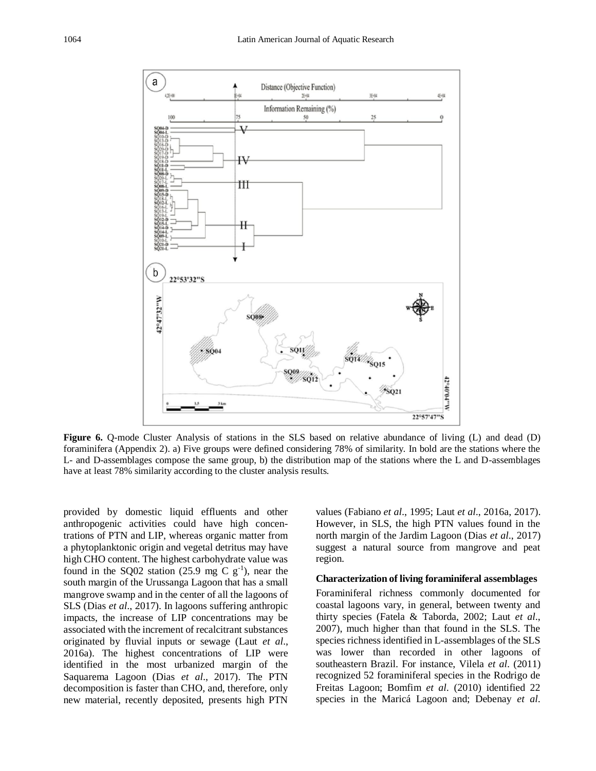a

Distance (Objective Function)

4.2E+00 1E+04 2E+04 3E+04 4E+04

Information Remaining (%)

100 75 50 25 0

SQ04-D
SQ04-L
SQ10-D
SQ13-D
SQ16-D
SQ20-D
SQ17-D
SQ19-D
SQ18-D
SQ11-D
SQ11-L
SQ08-D
SQ20-L
SQ17-L
SQ08-L
SQ09-D
SQ15-D
SQ18-L
SQ12-L
SQ16-L
SQ13-L
SQ19-L
SQ12-D
SQ15-L
SQ14-D
SQ14-L
SQ09-L
SQ10-L
SQ21-D
SQ21-L

V
IV
III
II
I

b

22°53'32"S

42°47'32"W

SQ08
SQ04
SQ11
SQ14
SQ15
SQ09
SQ12
SQ21

0 1.5 3 km

42°40'04"W

22°57'47"S

**Figure 6.** Q-mode Cluster Analysis of stations in the SLS based on relative abundance of living (L) and dead (D) foraminifera (Appendix 2). a) Five groups were defined considering 78% of similarity. In bold are the stations where the L- and D-assemblages compose the same group, b) the distribution map of the stations where the L and D-assemblages have at least 78% similarity according to the cluster analysis results.

provided by domestic liquid effluents and other anthropogenic activities could have high concentrations of PTN and LIP, whereas organic matter from a phytoplanktonic origin and vegetal detritus may have high CHO content. The highest carbohydrate value was found in the SQ02 station (25.9 mg C $g^{-1}$), near the south margin of the Urussanga Lagoon that has a small mangrove swamp and in the center of all the lagoons of SLS (Dias *et al*., 2017). In lagoons suffering anthropic impacts, the increase of LIP concentrations may be associated with the increment of recalcitrant substances originated by fluvial inputs or sewage (Laut *et al*., 2016a). The highest concentrations of LIP were identified in the most urbanized margin of the Saquarema Lagoon (Dias *et al*., 2017). The PTN decomposition is faster than CHO, and, therefore, only new material, recently deposited, presents high PTN values (Fabiano *et al*., 1995; Laut *et al*., 2016a, 2017). However, in SLS, the high PTN values found in the north margin of the Jardim Lagoon (Dias *et al*., 2017) suggest a natural source from mangrove and peat region.

### Characterization of living foraminiferal assemblages

Foraminiferal richness commonly documented for coastal lagoons vary, in general, between twenty and thirty species (Fatela & Taborda, 2002; Laut *et al*., 2007), much higher than that found in the SLS. The species richness identified in L-assemblages of the SLS was lower than recorded in other lagoons of southeastern Brazil. For instance, Vilela *et al*. (2011) recognized 52 foraminiferal species in the Rodrigo de Freitas Lagoon; Bomfim *et al*. (2010) identified 22 species in the Maricá Lagoon and; Debenay *et al*.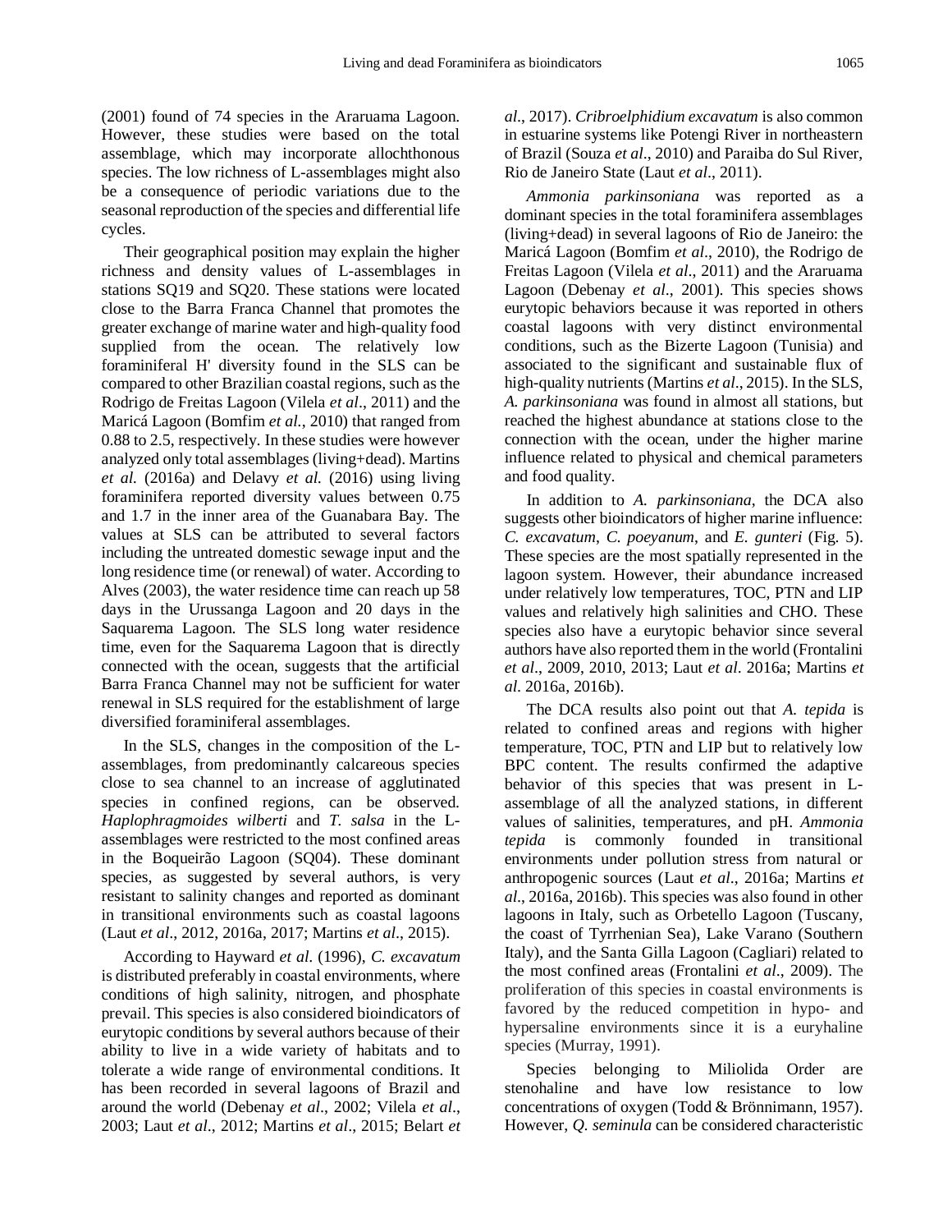(2001) found of 74 species in the Araruama Lagoon. However, these studies were based on the total assemblage, which may incorporate allochthonous species. The low richness of L-assemblages might also be a consequence of periodic variations due to the seasonal reproduction of the species and differential life cycles.

Their geographical position may explain the higher richness and density values of L-assemblages in stations SQ19 and SQ20. These stations were located close to the Barra Franca Channel that promotes the greater exchange of marine water and high-quality food supplied from the ocean. The relatively low foraminiferal H' diversity found in the SLS can be compared to other Brazilian coastal regions, such as the Rodrigo de Freitas Lagoon (Vilela *et al*., 2011) and the Maricá Lagoon (Bomfim *et al.*, 2010) that ranged from 0.88 to 2.5, respectively. In these studies were however analyzed only total assemblages (living+dead). Martins *et al.* (2016a) and Delavy *et al.* (2016) using living foraminifera reported diversity values between 0.75 and 1.7 in the inner area of the Guanabara Bay. The values at SLS can be attributed to several factors including the untreated domestic sewage input and the long residence time (or renewal) of water. According to Alves (2003), the water residence time can reach up 58 days in the Urussanga Lagoon and 20 days in the Saquarema Lagoon. The SLS long water residence time, even for the Saquarema Lagoon that is directly connected with the ocean, suggests that the artificial Barra Franca Channel may not be sufficient for water renewal in SLS required for the establishment of large diversified foraminiferal assemblages.

In the SLS, changes in the composition of the L-assemblages, from predominantly calcareous species close to sea channel to an increase of agglutinated species in confined regions, can be observed. *Haplophragmoides wilberti* and *T. salsa* in the L-assemblages were restricted to the most confined areas in the Boqueirão Lagoon (SQ04). These dominant species, as suggested by several authors, is very resistant to salinity changes and reported as dominant in transitional environments such as coastal lagoons (Laut *et al*., 2012, 2016a, 2017; Martins *et al*., 2015).

According to Hayward *et al.* (1996), *C. excavatum* is distributed preferably in coastal environments, where conditions of high salinity, nitrogen, and phosphate prevail. This species is also considered bioindicators of eurytopic conditions by several authors because of their ability to live in a wide variety of habitats and to tolerate a wide range of environmental conditions. It has been recorded in several lagoons of Brazil and around the world (Debenay *et al*., 2002; Vilela *et al*., 2003; Laut *et al*., 2012; Martins *et al*., 2015; Belart *et al*., 2017). *Cribroelphidium excavatum* is also common in estuarine systems like Potengi River in northeastern of Brazil (Souza *et al*., 2010) and Paraiba do Sul River, Rio de Janeiro State (Laut *et al*., 2011).

*Ammonia parkinsoniana* was reported as a dominant species in the total foraminifera assemblages (living+dead) in several lagoons of Rio de Janeiro: the Maricá Lagoon (Bomfim *et al*., 2010), the Rodrigo de Freitas Lagoon (Vilela *et al*., 2011) and the Araruama Lagoon (Debenay *et al*., 2001). This species shows eurytopic behaviors because it was reported in others coastal lagoons with very distinct environmental conditions, such as the Bizerte Lagoon (Tunisia) and associated to the significant and sustainable flux of high-quality nutrients (Martins *et al*., 2015). In the SLS, *A. parkinsoniana* was found in almost all stations, but reached the highest abundance at stations close to the connection with the ocean, under the higher marine influence related to physical and chemical parameters and food quality.

In addition to *A. parkinsoniana*, the DCA also suggests other bioindicators of higher marine influence: *C. excavatum*, *C. poeyanum*, and *E. gunteri* (Fig. 5). These species are the most spatially represented in the lagoon system. However, their abundance increased under relatively low temperatures, TOC, PTN and LIP values and relatively high salinities and CHO. These species also have a eurytopic behavior since several authors have also reported them in the world (Frontalini *et al*., 2009, 2010, 2013; Laut *et al*. 2016a; Martins *et al.* 2016a, 2016b).

The DCA results also point out that *A. tepida* is related to confined areas and regions with higher temperature, TOC, PTN and LIP but to relatively low BPC content. The results confirmed the adaptive behavior of this species that was present in L-assemblage of all the analyzed stations, in different values of salinities, temperatures, and pH. *Ammonia tepida* is commonly founded in transitional environments under pollution stress from natural or anthropogenic sources (Laut *et al*., 2016a; Martins *et al*., 2016a, 2016b). This species was also found in other lagoons in Italy, such as Orbetello Lagoon (Tuscany, the coast of Tyrrhenian Sea), Lake Varano (Southern Italy), and the Santa Gilla Lagoon (Cagliari) related to the most confined areas (Frontalini *et al*., 2009). The proliferation of this species in coastal environments is favored by the reduced competition in hypo- and hypersaline environments since it is a euryhaline species (Murray, 1991).

Species belonging to Miliolida Order are stenohaline and have low resistance to low concentrations of oxygen (Todd & Brönnimann, 1957). However, *Q. seminula* can be considered characteristic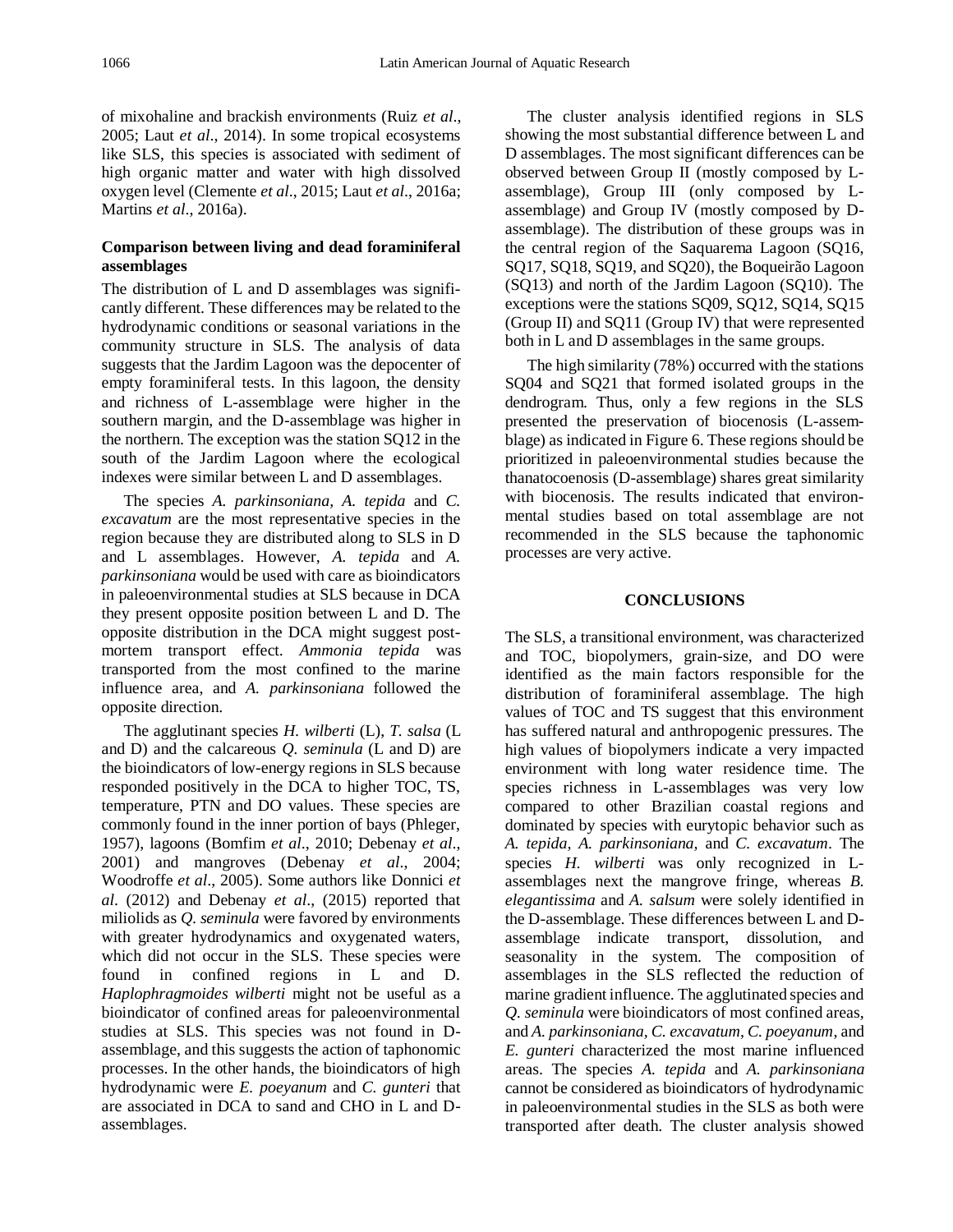of mixohaline and brackish environments (Ruiz *et al*., 2005; Laut *et al*., 2014). In some tropical ecosystems like SLS, this species is associated with sediment of high organic matter and water with high dissolved oxygen level (Clemente *et al*., 2015; Laut *et al*., 2016a; Martins *et al*., 2016a).

### Comparison between living and dead foraminiferal assemblages

The distribution of L and D assemblages was significantly different. These differences may be related to the hydrodynamic conditions or seasonal variations in the community structure in SLS. The analysis of data suggests that the Jardim Lagoon was the depocenter of empty foraminiferal tests. In this lagoon, the density and richness of L-assemblage were higher in the southern margin, and the D-assemblage was higher in the northern. The exception was the station SQ12 in the south of the Jardim Lagoon where the ecological indexes were similar between L and D assemblages.

The species *A. parkinsoniana*, *A. tepida* and *C. excavatum* are the most representative species in the region because they are distributed along to SLS in D and L assemblages. However, *A. tepida* and *A. parkinsoniana* would be used with care as bioindicators in paleoenvironmental studies at SLS because in DCA they present opposite position between L and D. The opposite distribution in the DCA might suggest post-mortem transport effect. *Ammonia tepida* was transported from the most confined to the marine influence area, and *A. parkinsoniana* followed the opposite direction.

The agglutinant species *H. wilberti* (L), *T. salsa* (L and D) and the calcareous *Q. seminula* (L and D) are the bioindicators of low-energy regions in SLS because responded positively in the DCA to higher TOC, TS, temperature, PTN and DO values. These species are commonly found in the inner portion of bays (Phleger, 1957), lagoons (Bomfim *et al*., 2010; Debenay *et al*., 2001) and mangroves (Debenay *et al*., 2004; Woodroffe *et al*., 2005). Some authors like Donnici *et al*. (2012) and Debenay *et al*., (2015) reported that miliolids as *Q. seminula* were favored by environments with greater hydrodynamics and oxygenated waters, which did not occur in the SLS. These species were found in confined regions in L and D. *Haplophragmoides wilberti* might not be useful as a bioindicator of confined areas for paleoenvironmental studies at SLS. This species was not found in D-assemblage, and this suggests the action of taphonomic processes. In the other hands, the bioindicators of high hydrodynamic were *E. poeyanum* and *C. gunteri* that are associated in DCA to sand and CHO in L and D-assemblages.

The cluster analysis identified regions in SLS showing the most substantial difference between L and D assemblages. The most significant differences can be observed between Group II (mostly composed by L-assemblage), Group III (only composed by L-assemblage) and Group IV (mostly composed by D-assemblage). The distribution of these groups was in the central region of the Saquarema Lagoon (SQ16, SQ17, SQ18, SQ19, and SQ20), the Boqueirão Lagoon (SQ13) and north of the Jardim Lagoon (SQ10). The exceptions were the stations SQ09, SQ12, SQ14, SQ15 (Group II) and SQ11 (Group IV) that were represented both in L and D assemblages in the same groups.

The high similarity (78%) occurred with the stations SQ04 and SQ21 that formed isolated groups in the dendrogram. Thus, only a few regions in the SLS presented the preservation of biocenosis (L-assemblage) as indicated in Figure 6. These regions should be prioritized in paleoenvironmental studies because the thanatocoenosis (D-assemblage) shares great similarity with biocenosis. The results indicated that environmental studies based on total assemblage are not recommended in the SLS because the taphonomic processes are very active.

## CONCLUSIONS

The SLS, a transitional environment, was characterized and TOC, biopolymers, grain-size, and DO were identified as the main factors responsible for the distribution of foraminiferal assemblage. The high values of TOC and TS suggest that this environment has suffered natural and anthropogenic pressures. The high values of biopolymers indicate a very impacted environment with long water residence time. The species richness in L-assemblages was very low compared to other Brazilian coastal regions and dominated by species with eurytopic behavior such as *A. tepida, A. parkinsoniana,* and *C. excavatum*. The species *H. wilberti* was only recognized in L-assemblages next the mangrove fringe, whereas *B. elegantissima* and *A. salsum* were solely identified in the D-assemblage. These differences between L and D-assemblage indicate transport, dissolution, and seasonality in the system. The composition of assemblages in the SLS reflected the reduction of marine gradient influence. The agglutinated species and *Q. seminula* were bioindicators of most confined areas, and *A. parkinsoniana, C. excavatum, C. poeyanum,* and *E. gunteri* characterized the most marine influenced areas. The species *A. tepida* and *A. parkinsoniana* cannot be considered as bioindicators of hydrodynamic in paleoenvironmental studies in the SLS as both were transported after death. The cluster analysis showed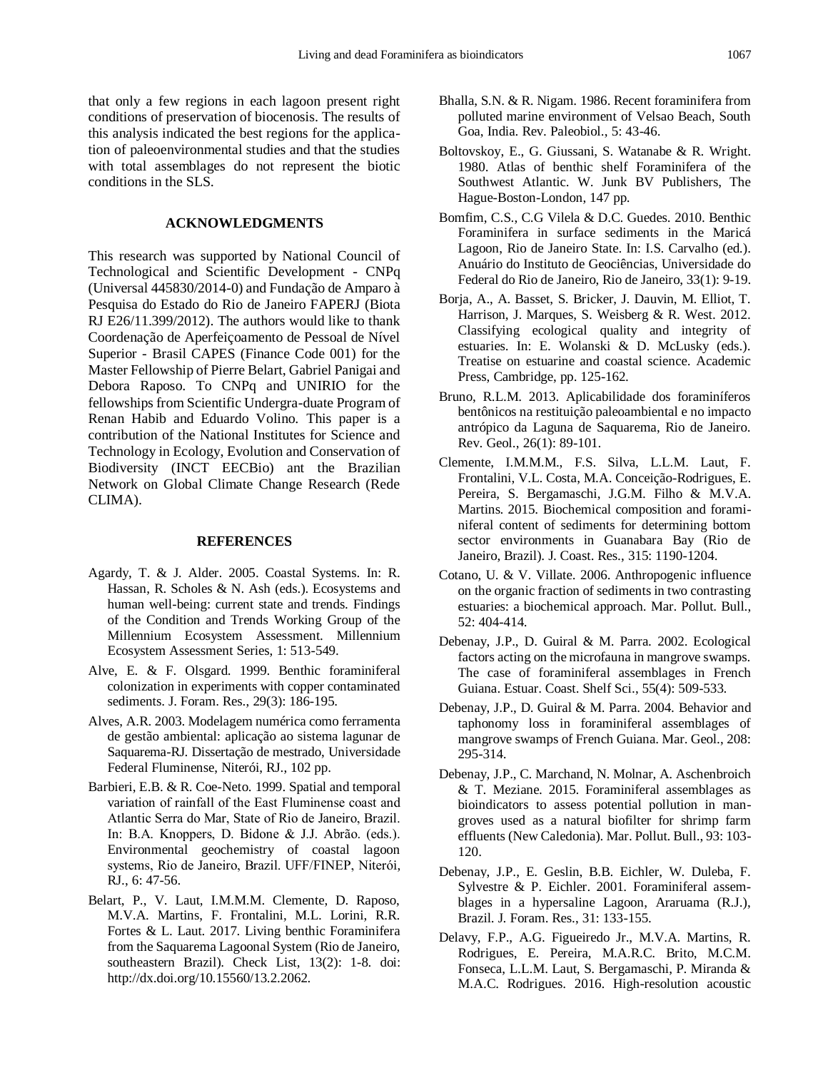that only a few regions in each lagoon present right conditions of preservation of biocenosis. The results of this analysis indicated the best regions for the application of paleoenvironmental studies and that the studies with total assemblages do not represent the biotic conditions in the SLS.

## ACKNOWLEDGMENTS

This research was supported by National Council of Technological and Scientific Development - CNPq (Universal 445830/2014-0) and Fundação de Amparo à Pesquisa do Estado do Rio de Janeiro FAPERJ (Biota RJ E26/11.399/2012). The authors would like to thank Coordenação de Aperfeiçoamento de Pessoal de Nível Superior - Brasil CAPES (Finance Code 001) for the Master Fellowship of Pierre Belart, Gabriel Panigai and Debora Raposo. To CNPq and UNIRIO for the fellowships from Scientific Undergra-duate Program of Renan Habib and Eduardo Volino. This paper is a contribution of the National Institutes for Science and Technology in Ecology, Evolution and Conservation of Biodiversity (INCT EECBio) ant the Brazilian Network on Global Climate Change Research (Rede CLIMA).

## REFERENCES

Agardy, T. & J. Alder. 2005. Coastal Systems. In: R. Hassan, R. Scholes & N. Ash (eds.). Ecosystems and human well-being: current state and trends. Findings of the Condition and Trends Working Group of the Millennium Ecosystem Assessment. Millennium Ecosystem Assessment Series, 1: 513-549.

Alve, E. & F. Olsgard. 1999. Benthic foraminiferal colonization in experiments with copper contaminated sediments. J. Foram. Res., 29(3): 186-195.

Alves, A.R. 2003. Modelagem numérica como ferramenta de gestão ambiental: aplicação ao sistema lagunar de Saquarema-RJ. Dissertação de mestrado, Universidade Federal Fluminense, Niterói, RJ., 102 pp.

Barbieri, E.B. & R. Coe-Neto. 1999. Spatial and temporal variation of rainfall of the East Fluminense coast and Atlantic Serra do Mar, State of Rio de Janeiro, Brazil. In: B.A. Knoppers, D. Bidone & J.J. Abrão. (eds.). Environmental geochemistry of coastal lagoon systems, Rio de Janeiro, Brazil. UFF/FINEP, Niterói, RJ., 6: 47-56.

Belart, P., V. Laut, I.M.M.M. Clemente, D. Raposo, M.V.A. Martins, F. Frontalini, M.L. Lorini, R.R. Fortes & L. Laut. 2017. Living benthic Foraminifera from the Saquarema Lagoonal System (Rio de Janeiro, southeastern Brazil). Check List, 13(2): 1-8. doi: http://dx.doi.org/10.15560/13.2.2062.

Bhalla, S.N. & R. Nigam. 1986. Recent foraminifera from polluted marine environment of Velsao Beach, South Goa, India. Rev. Paleobiol., 5: 43-46.

Boltovskoy, E., G. Giussani, S. Watanabe & R. Wright. 1980. Atlas of benthic shelf Foraminifera of the Southwest Atlantic. W. Junk BV Publishers, The Hague-Boston-London, 147 pp.

Bomfim, C.S., C.G Vilela & D.C. Guedes. 2010. Benthic Foraminifera in surface sediments in the Maricá Lagoon, Rio de Janeiro State. In: I.S. Carvalho (ed.). Anuário do Instituto de Geociências, Universidade do Federal do Rio de Janeiro, Rio de Janeiro, 33(1): 9-19.

Borja, A., A. Basset, S. Bricker, J. Dauvin, M. Elliot, T. Harrison, J. Marques, S. Weisberg & R. West. 2012. Classifying ecological quality and integrity of estuaries. In: E. Wolanski & D. McLusky (eds.). Treatise on estuarine and coastal science. Academic Press, Cambridge, pp. 125-162.

Bruno, R.L.M. 2013. Aplicabilidade dos foraminíferos bentônicos na restituição paleoambiental e no impacto antrópico da Laguna de Saquarema, Rio de Janeiro. Rev. Geol., 26(1): 89-101.

Clemente, I.M.M.M., F.S. Silva, L.L.M. Laut, F. Frontalini, V.L. Costa, M.A. Conceição-Rodrigues, E. Pereira, S. Bergamaschi, J.G.M. Filho & M.V.A. Martins. 2015. Biochemical composition and foraminiferal content of sediments for determining bottom sector environments in Guanabara Bay (Rio de Janeiro, Brazil). J. Coast. Res., 315: 1190-1204.

Cotano, U. & V. Villate. 2006. Anthropogenic influence on the organic fraction of sediments in two contrasting estuaries: a biochemical approach. Mar. Pollut. Bull., 52: 404-414.

Debenay, J.P., D. Guiral & M. Parra. 2002. Ecological factors acting on the microfauna in mangrove swamps. The case of foraminiferal assemblages in French Guiana. Estuar. Coast. Shelf Sci., 55(4): 509-533.

Debenay, J.P., D. Guiral & M. Parra. 2004. Behavior and taphonomy loss in foraminiferal assemblages of mangrove swamps of French Guiana. Mar. Geol., 208: 295-314.

Debenay, J.P., C. Marchand, N. Molnar, A. Aschenbroich & T. Meziane. 2015. Foraminiferal assemblages as bioindicators to assess potential pollution in mangroves used as a natural biofilter for shrimp farm effluents (New Caledonia). Mar. Pollut. Bull., 93: 103-120.

Debenay, J.P., E. Geslin, B.B. Eichler, W. Duleba, F. Sylvestre & P. Eichler. 2001. Foraminiferal assemblages in a hypersaline Lagoon, Araruama (R.J.), Brazil. J. Foram. Res., 31: 133-155.

Delavy, F.P., A.G. Figueiredo Jr., M.V.A. Martins, R. Rodrigues, E. Pereira, M.A.R.C. Brito, M.C.M. Fonseca, L.L.M. Laut, S. Bergamaschi, P. Miranda & M.A.C. Rodrigues. 2016. High-resolution acoustic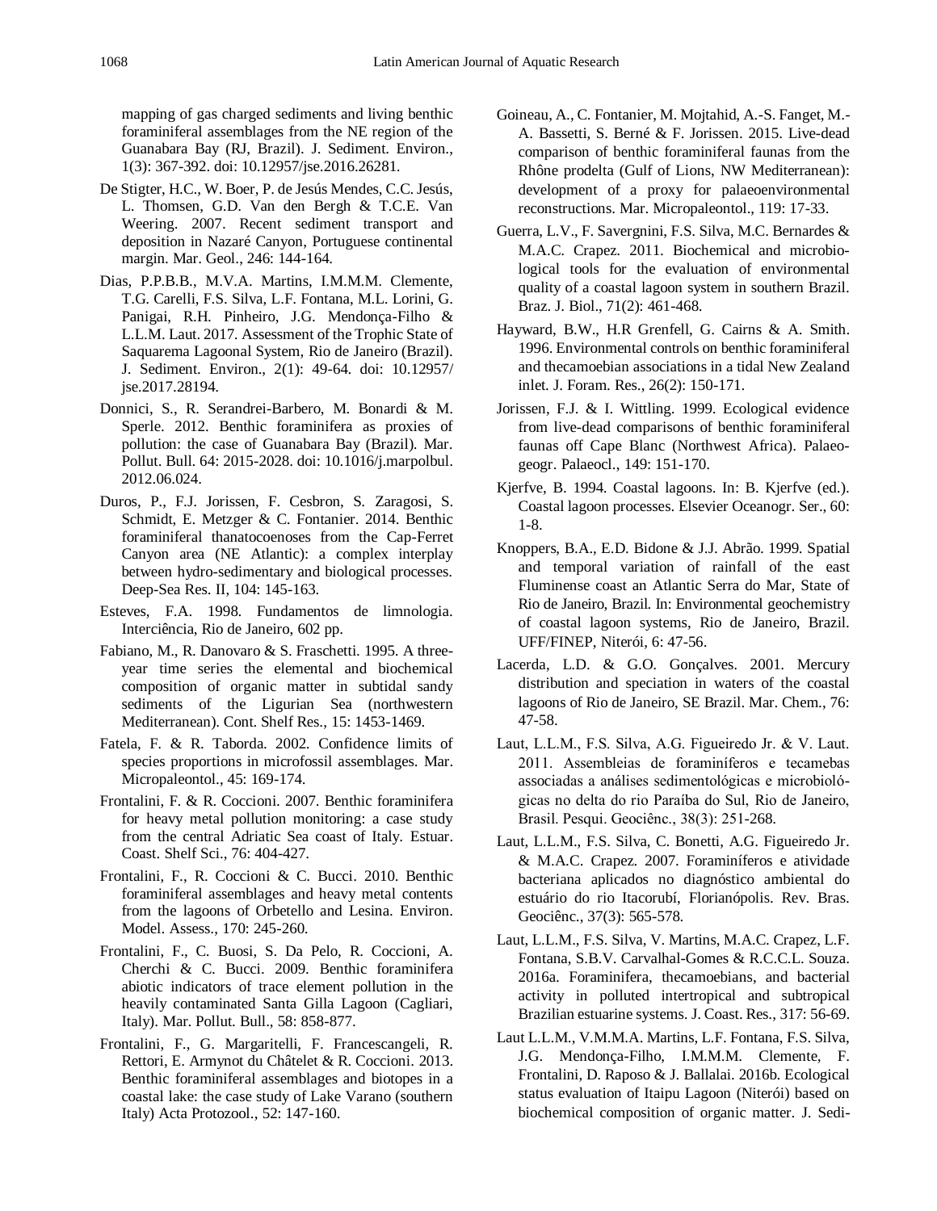mapping of gas charged sediments and living benthic foraminiferal assemblages from the NE region of the Guanabara Bay (RJ, Brazil). J. Sediment. Environ., 1(3): 367-392. doi: 10.12957/jse.2016.26281.

De Stigter, H.C., W. Boer, P. de Jesús Mendes, C.C. Jesús, L. Thomsen, G.D. Van den Bergh & T.C.E. Van Weering. 2007. Recent sediment transport and deposition in Nazaré Canyon, Portuguese continental margin. Mar. Geol., 246: 144-164.

Dias, P.P.B.B., M.V.A. Martins, I.M.M.M. Clemente, T.G. Carelli, F.S. Silva, L.F. Fontana, M.L. Lorini, G. Panigai, R.H. Pinheiro, J.G. Mendonça-Filho & L.L.M. Laut. 2017. Assessment of the Trophic State of Saquarema Lagoonal System, Rio de Janeiro (Brazil). J. Sediment. Environ., 2(1): 49-64. doi: 10.12957/jse.2017.28194.

Donnici, S., R. Serandrei-Barbero, M. Bonardi & M. Sperle. 2012. Benthic foraminifera as proxies of pollution: the case of Guanabara Bay (Brazil). Mar. Pollut. Bull. 64: 2015-2028. doi: 10.1016/j.marpolbul.2012.06.024.

Duros, P., F.J. Jorissen, F. Cesbron, S. Zaragosi, S. Schmidt, E. Metzger & C. Fontanier. 2014. Benthic foraminiferal thanatocoenoses from the Cap-Ferret Canyon area (NE Atlantic): a complex interplay between hydro-sedimentary and biological processes. Deep-Sea Res. II, 104: 145-163.

Esteves, F.A. 1998. Fundamentos de limnologia. Interciência, Rio de Janeiro, 602 pp.

Fabiano, M., R. Danovaro & S. Fraschetti. 1995. A three-year time series the elemental and biochemical composition of organic matter in subtidal sandy sediments of the Ligurian Sea (northwestern Mediterranean). Cont. Shelf Res., 15: 1453-1469.

Fatela, F. & R. Taborda. 2002. Confidence limits of species proportions in microfossil assemblages. Mar. Micropaleontol., 45: 169-174.

Frontalini, F. & R. Coccioni. 2007. Benthic foraminifera for heavy metal pollution monitoring: a case study from the central Adriatic Sea coast of Italy. Estuar. Coast. Shelf Sci., 76: 404-427.

Frontalini, F., R. Coccioni & C. Bucci. 2010. Benthic foraminiferal assemblages and heavy metal contents from the lagoons of Orbetello and Lesina. Environ. Model. Assess., 170: 245-260.

Frontalini, F., C. Buosi, S. Da Pelo, R. Coccioni, A. Cherchi & C. Bucci. 2009. Benthic foraminifera abiotic indicators of trace element pollution in the heavily contaminated Santa Gilla Lagoon (Cagliari, Italy). Mar. Pollut. Bull., 58: 858-877.

Frontalini, F., G. Margaritelli, F. Francescangeli, R. Rettori, E. Armynot du Châtelet & R. Coccioni. 2013. Benthic foraminiferal assemblages and biotopes in a coastal lake: the case study of Lake Varano (southern Italy) Acta Protozool., 52: 147-160.

Goineau, A., C. Fontanier, M. Mojtahid, A.-S. Fanget, M.-A. Bassetti, S. Berné & F. Jorissen. 2015. Live-dead comparison of benthic foraminiferal faunas from the Rhône prodelta (Gulf of Lions, NW Mediterranean): development of a proxy for palaeoenvironmental reconstructions. Mar. Micropaleontol., 119: 17-33.

Guerra, L.V., F. Savergnini, F.S. Silva, M.C. Bernardes & M.A.C. Crapez. 2011. Biochemical and microbiological tools for the evaluation of environmental quality of a coastal lagoon system in southern Brazil. Braz. J. Biol., 71(2): 461-468.

Hayward, B.W., H.R Grenfell, G. Cairns & A. Smith. 1996. Environmental controls on benthic foraminiferal and thecamoebian associations in a tidal New Zealand inlet. J. Foram. Res., 26(2): 150-171.

Jorissen, F.J. & I. Wittling. 1999. Ecological evidence from live-dead comparisons of benthic foraminiferal faunas off Cape Blanc (Northwest Africa). Palaeogeogr. Palaeocl., 149: 151-170.

Kjerfve, B. 1994. Coastal lagoons. In: B. Kjerfve (ed.). Coastal lagoon processes. Elsevier Oceanogr. Ser., 60: 1-8.

Knoppers, B.A., E.D. Bidone & J.J. Abrão. 1999. Spatial and temporal variation of rainfall of the east Fluminense coast an Atlantic Serra do Mar, State of Rio de Janeiro, Brazil. In: Environmental geochemistry of coastal lagoon systems, Rio de Janeiro, Brazil. UFF/FINEP, Niterói, 6: 47-56.

Lacerda, L.D. & G.O. Gonçalves. 2001. Mercury distribution and speciation in waters of the coastal lagoons of Rio de Janeiro, SE Brazil. Mar. Chem., 76: 47-58.

Laut, L.L.M., F.S. Silva, A.G. Figueiredo Jr. & V. Laut. 2011. Assembleias de foraminíferos e tecamebas associadas a análises sedimentológicas e microbiológicas no delta do rio Paraíba do Sul, Rio de Janeiro, Brasil. Pesqui. Geociênc., 38(3): 251-268.

Laut, L.L.M., F.S. Silva, C. Bonetti, A.G. Figueiredo Jr. & M.A.C. Crapez. 2007. Foraminíferos e atividade bacteriana aplicados no diagnóstico ambiental do estuário do rio Itacorubí, Florianópolis. Rev. Bras. Geociênc., 37(3): 565-578.

Laut, L.L.M., F.S. Silva, V. Martins, M.A.C. Crapez, L.F. Fontana, S.B.V. Carvalhal-Gomes & R.C.C.L. Souza. 2016a. Foraminifera, thecamoebians, and bacterial activity in polluted intertropical and subtropical Brazilian estuarine systems. J. Coast. Res., 317: 56-69.

Laut L.L.M., V.M.M.A. Martins, L.F. Fontana, F.S. Silva, J.G. Mendonça-Filho, I.M.M.M. Clemente, F. Frontalini, D. Raposo & J. Ballalai. 2016b. Ecological status evaluation of Itaipu Lagoon (Niterói) based on biochemical composition of organic matter. J. Sedi-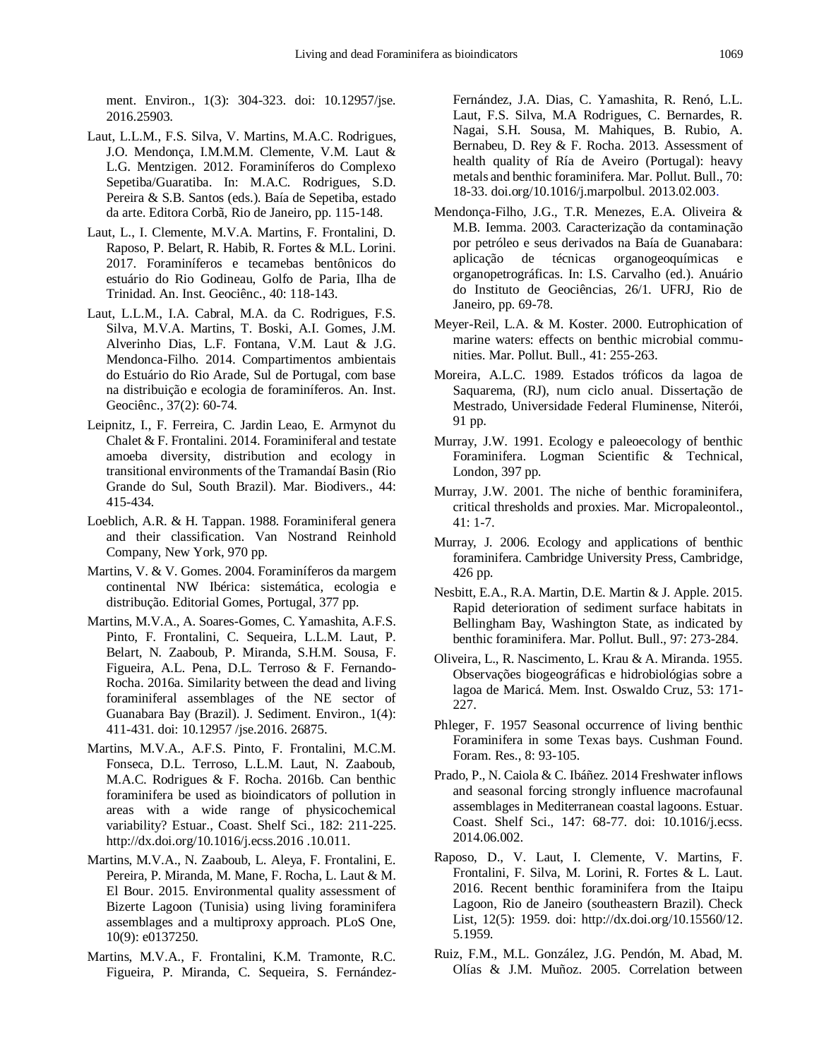ment. Environ., 1(3): 304-323. doi: 10.12957/jse. 2016.25903.

Laut, L.L.M., F.S. Silva, V. Martins, M.A.C. Rodrigues, J.O. Mendonça, I.M.M.M. Clemente, V.M. Laut & L.G. Mentzigen. 2012. Foraminíferos do Complexo Sepetiba/Guaratiba. In: M.A.C. Rodrigues, S.D. Pereira & S.B. Santos (eds.). Baía de Sepetiba, estado da arte. Editora Corbã, Rio de Janeiro, pp. 115-148.

Laut, L., I. Clemente, M.V.A. Martins, F. Frontalini, D. Raposo, P. Belart, R. Habib, R. Fortes & M.L. Lorini. 2017. Foraminíferos e tecamebas bentônicos do estuário do Rio Godineau, Golfo de Paria, Ilha de Trinidad. An. Inst. Geociênc., 40: 118-143.

Laut, L.L.M., I.A. Cabral, M.A. da C. Rodrigues, F.S. Silva, M.V.A. Martins, T. Boski, A.I. Gomes, J.M. Alverinho Dias, L.F. Fontana, V.M. Laut & J.G. Mendonca-Filho. 2014. Compartimentos ambientais do Estuário do Rio Arade, Sul de Portugal, com base na distribuição e ecologia de foraminíferos. An. Inst. Geociênc., 37(2): 60-74.

Leipnitz, I., F. Ferreira, C. Jardin Leao, E. Armynot du Chalet & F. Frontalini. 2014. Foraminiferal and testate amoeba diversity, distribution and ecology in transitional environments of the Tramandaí Basin (Rio Grande do Sul, South Brazil). Mar. Biodivers., 44: 415-434.

Loeblich, A.R. & H. Tappan. 1988. Foraminiferal genera and their classification. Van Nostrand Reinhold Company, New York, 970 pp.

Martins, V. & V. Gomes. 2004. Foraminíferos da margem continental NW Ibérica: sistemática, ecologia e distribução. Editorial Gomes, Portugal, 377 pp.

Martins, M.V.A., A. Soares-Gomes, C. Yamashita, A.F.S. Pinto, F. Frontalini, C. Sequeira, L.L.M. Laut, P. Belart, N. Zaaboub, P. Miranda, S.H.M. Sousa, F. Figueira, A.L. Pena, D.L. Terroso & F. Fernando-Rocha. 2016a. Similarity between the dead and living foraminiferal assemblages of the NE sector of Guanabara Bay (Brazil). J. Sediment. Environ., 1(4): 411-431. doi: 10.12957 /jse.2016. 26875.

Martins, M.V.A., A.F.S. Pinto, F. Frontalini, M.C.M. Fonseca, D.L. Terroso, L.L.M. Laut, N. Zaaboub, M.A.C. Rodrigues & F. Rocha. 2016b. Can benthic foraminifera be used as bioindicators of pollution in areas with a wide range of physicochemical variability? Estuar., Coast. Shelf Sci., 182: 211-225. http://dx.doi.org/10.1016/j.ecss.2016 .10.011.

Martins, M.V.A., N. Zaaboub, L. Aleya, F. Frontalini, E. Pereira, P. Miranda, M. Mane, F. Rocha, L. Laut & M. El Bour. 2015. Environmental quality assessment of Bizerte Lagoon (Tunisia) using living foraminifera assemblages and a multiproxy approach. PLoS One, 10(9): e0137250.

Martins, M.V.A., F. Frontalini, K.M. Tramonte, R.C. Figueira, P. Miranda, C. Sequeira, S. Fernández-Fernández, J.A. Dias, C. Yamashita, R. Renó, L.L. Laut, F.S. Silva, M.A Rodrigues, C. Bernardes, R. Nagai, S.H. Sousa, M. Mahiques, B. Rubio, A. Bernabeu, D. Rey & F. Rocha. 2013. Assessment of health quality of Ría de Aveiro (Portugal): heavy metals and benthic foraminifera. Mar. Pollut. Bull., 70: 18-33. doi.org/10.1016/j.marpolbul. 2013.02.003.

Mendonça-Filho, J.G., T.R. Menezes, E.A. Oliveira & M.B. Iemma. 2003. Caracterização da contaminação por petróleo e seus derivados na Baía de Guanabara: aplicação de técnicas organogeoquímicas e organopetrográficas. In: I.S. Carvalho (ed.). Anuário do Instituto de Geociências, 26/1. UFRJ, Rio de Janeiro, pp. 69-78.

Meyer-Reil, L.A. & M. Koster. 2000. Eutrophication of marine waters: effects on benthic microbial communities. Mar. Pollut. Bull., 41: 255-263.

Moreira, A.L.C. 1989. Estados tróficos da lagoa de Saquarema, (RJ), num ciclo anual. Dissertação de Mestrado, Universidade Federal Fluminense, Niterói, 91 pp.

Murray, J.W. 1991. Ecology e paleoecology of benthic Foraminifera. Logman Scientific & Technical, London, 397 pp.

Murray, J.W. 2001. The niche of benthic foraminifera, critical thresholds and proxies. Mar. Micropaleontol., 41: 1-7.

Murray, J. 2006. Ecology and applications of benthic foraminifera. Cambridge University Press, Cambridge, 426 pp.

Nesbitt, E.A., R.A. Martin, D.E. Martin & J. Apple. 2015. Rapid deterioration of sediment surface habitats in Bellingham Bay, Washington State, as indicated by benthic foraminifera. Mar. Pollut. Bull., 97: 273-284.

Oliveira, L., R. Nascimento, L. Krau & A. Miranda. 1955. Observações biogeográficas e hidrobiológias sobre a lagoa de Maricá. Mem. Inst. Oswaldo Cruz, 53: 171-227.

Phleger, F. 1957 Seasonal occurrence of living benthic Foraminifera in some Texas bays. Cushman Found. Foram. Res., 8: 93-105.

Prado, P., N. Caiola & C. Ibáñez. 2014 Freshwater inflows and seasonal forcing strongly influence macrofaunal assemblages in Mediterranean coastal lagoons. Estuar. Coast. Shelf Sci., 147: 68-77. doi: 10.1016/j.ecss. 2014.06.002.

Raposo, D., V. Laut, I. Clemente, V. Martins, F. Frontalini, F. Silva, M. Lorini, R. Fortes & L. Laut. 2016. Recent benthic foraminifera from the Itaipu Lagoon, Rio de Janeiro (southeastern Brazil). Check List, 12(5): 1959. doi: http://dx.doi.org/10.15560/12. 5.1959.

Ruiz, F.M., M.L. González, J.G. Pendón, M. Abad, M. Olías & J.M. Muñoz. 2005. Correlation between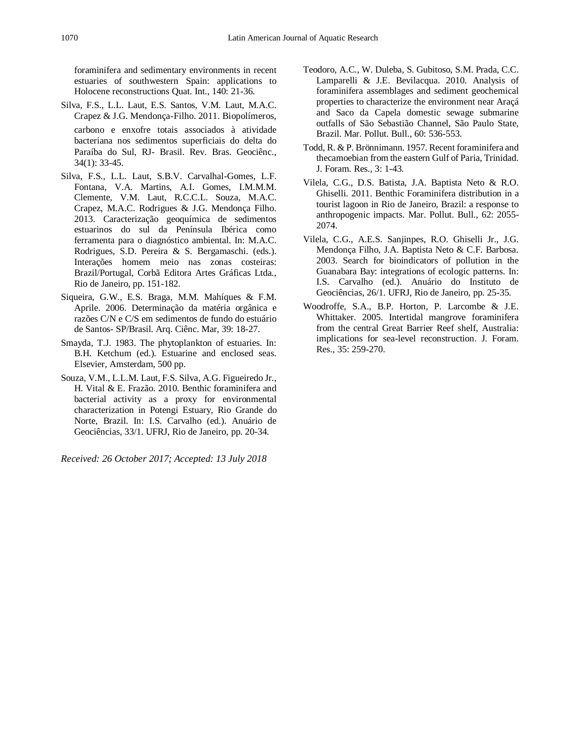foraminifera and sedimentary environments in recent estuaries of southwestern Spain: applications to Holocene reconstructions Quat. Int., 140: 21-36.

Silva, F.S., L.L. Laut, E.S. Santos, V.M. Laut, M.A.C. Crapez & J.G. Mendonça-Filho. 2011. Biopolímeros, carbono e enxofre totais associados à atividade bacteriana nos sedimentos superficiais do delta do Paraíba do Sul, RJ- Brasil. Rev. Bras. Geociênc., 34(1): 33-45.

Silva, F.S., L.L. Laut, S.B.V. Carvalhal-Gomes, L.F. Fontana, V.A. Martins, A.I. Gomes, I.M.M.M. Clemente, V.M. Laut, R.C.C.L. Souza, M.A.C. Crapez, M.A.C. Rodrigues & J.G. Mendonça Filho. 2013. Caracterização geoquímica de sedimentos estuarinos do sul da Península Ibérica como ferramenta para o diagnóstico ambiental. In: M.A.C. Rodrigues, S.D. Pereira & S. Bergamaschi. (eds.). Interações homem meio nas zonas costeiras: Brazil/Portugal, Corbã Editora Artes Gráficas Ltda., Rio de Janeiro, pp. 151-182.

Siqueira, G.W., E.S. Braga, M.M. Mahíques & F.M. Aprile. 2006. Determinação da matéria orgânica e razões C/N e C/S em sedimentos de fundo do estuário de Santos- SP/Brasil. Arq. Ciênc. Mar, 39: 18-27.

Smayda, T.J. 1983. The phytoplankton of estuaries. In: B.H. Ketchum (ed.). Estuarine and enclosed seas. Elsevier, Amsterdam, 500 pp.

Souza, V.M., L.L.M. Laut, F.S. Silva, A.G. Figueiredo Jr., H. Vital & E. Frazão. 2010. Benthic foraminifera and bacterial activity as a proxy for environmental characterization in Potengi Estuary, Rio Grande do Norte, Brazil. In: I.S. Carvalho (ed.). Anuário de Geociências, 33/1. UFRJ, Rio de Janeiro, pp. 20-34.

Teodoro, A.C., W. Duleba, S. Gubitoso, S.M. Prada, C.C. Lamparelli & J.E. Bevilacqua. 2010. Analysis of foraminifera assemblages and sediment geochemical properties to characterize the environment near Araçá and Saco da Capela domestic sewage submarine outfalls of São Sebastião Channel, São Paulo State, Brazil. Mar. Pollut. Bull., 60: 536-553.

Todd, R. & P. Brönnimann. 1957. Recent foraminifera and thecamoebian from the eastern Gulf of Paria, Trinidad. J. Foram. Res., 3: 1-43.

Vilela, C.G., D.S. Batista, J.A. Baptista Neto & R.O. Ghiselli. 2011. Benthic Foraminifera distribution in a tourist lagoon in Rio de Janeiro, Brazil: a response to anthropogenic impacts. Mar. Pollut. Bull., 62: 2055-2074.

Vilela, C.G., A.E.S. Sanjinpes, R.O. Ghiselli Jr., J.G. Mendonça Filho, J.A. Baptista Neto & C.F. Barbosa. 2003. Search for bioindicators of pollution in the Guanabara Bay: integrations of ecologic patterns. In: I.S. Carvalho (ed.). Anuário do Instituto de Geociências, 26/1. UFRJ, Rio de Janeiro, pp. 25-35.

Woodroffe, S.A., B.P. Horton, P. Larcombe & J.E. Whittaker. 2005. Intertidal mangrove foraminifera from the central Great Barrier Reef shelf, Australia: implications for sea-level reconstruction. J. Foram. Res., 35: 259-270.

*Received: 26 October 2017; Accepted: 13 July 2018*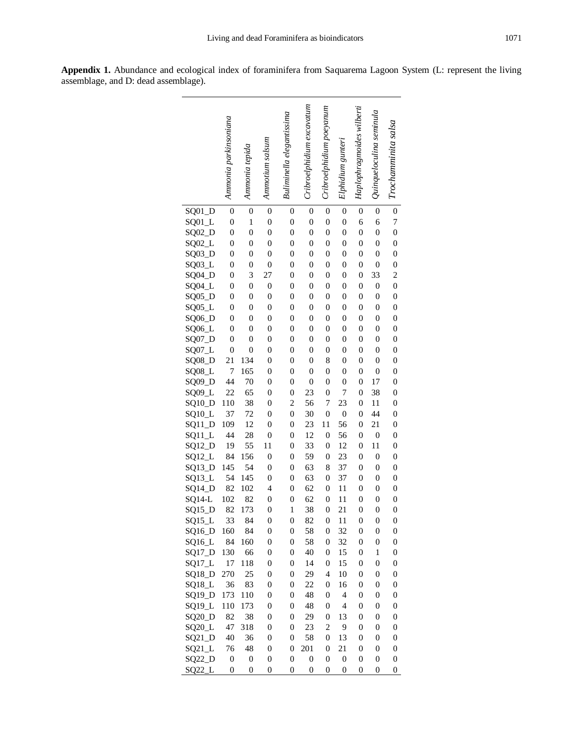**Appendix 1.** Abundance and ecological index of foraminifera from Saquarema Lagoon System (L: represent the living assemblage, and D: dead assemblage).

| | *Ammonia parkinsoniana* | *Ammonia tepida* | *Ammotium salsum* | *Buliminella elegantissima* | *Cribroelphidium excavatum* | *Cribroelphidium poeyanum* | *Elphidium gunteri* | *Haplophragmoides wilberti* | *Quinqueloculina seminula* | *Trochamminita salsa* |
|---|---|---|---|---|---|---|---|---|---|---|
| SQ01_D | 0 | 0 | 0 | 0 | 0 | 0 | 0 | 0 | 0 | 0 |
| SQ01_L | 0 | 1 | 0 | 0 | 0 | 0 | 0 | 6 | 6 | 7 |
| SQ02_D | 0 | 0 | 0 | 0 | 0 | 0 | 0 | 0 | 0 | 0 |
| SQ02_L | 0 | 0 | 0 | 0 | 0 | 0 | 0 | 0 | 0 | 0 |
| SQ03_D | 0 | 0 | 0 | 0 | 0 | 0 | 0 | 0 | 0 | 0 |
| SQ03_L | 0 | 0 | 0 | 0 | 0 | 0 | 0 | 0 | 0 | 0 |
| SQ04_D | 0 | 3 | 27 | 0 | 0 | 0 | 0 | 0 | 33 | 2 |
| SQ04_L | 0 | 0 | 0 | 0 | 0 | 0 | 0 | 0 | 0 | 0 |
| SQ05_D | 0 | 0 | 0 | 0 | 0 | 0 | 0 | 0 | 0 | 0 |
| SQ05_L | 0 | 0 | 0 | 0 | 0 | 0 | 0 | 0 | 0 | 0 |
| SQ06_D | 0 | 0 | 0 | 0 | 0 | 0 | 0 | 0 | 0 | 0 |
| SQ06_L | 0 | 0 | 0 | 0 | 0 | 0 | 0 | 0 | 0 | 0 |
| SQ07_D | 0 | 0 | 0 | 0 | 0 | 0 | 0 | 0 | 0 | 0 |
| SQ07_L | 0 | 0 | 0 | 0 | 0 | 0 | 0 | 0 | 0 | 0 |
| SQ08_D | 21 | 134 | 0 | 0 | 0 | 8 | 0 | 0 | 0 | 0 |
| SQ08_L | 7 | 165 | 0 | 0 | 0 | 0 | 0 | 0 | 0 | 0 |
| SQ09_D | 44 | 70 | 0 | 0 | 0 | 0 | 0 | 0 | 17 | 0 |
| SQ09_L | 22 | 65 | 0 | 0 | 23 | 0 | 7 | 0 | 38 | 0 |
| SQ10_D | 110 | 38 | 0 | 2 | 56 | 7 | 23 | 0 | 11 | 0 |
| SQ10_L | 37 | 72 | 0 | 0 | 30 | 0 | 0 | 0 | 44 | 0 |
| SQ11_D | 109 | 12 | 0 | 0 | 23 | 11 | 56 | 0 | 21 | 0 |
| SQ11_L | 44 | 28 | 0 | 0 | 12 | 0 | 56 | 0 | 0 | 0 |
| SQ12_D | 19 | 55 | 11 | 0 | 33 | 0 | 12 | 0 | 11 | 0 |
| SQ12_L | 84 | 156 | 0 | 0 | 59 | 0 | 23 | 0 | 0 | 0 |
| SQ13_D | 145 | 54 | 0 | 0 | 63 | 8 | 37 | 0 | 0 | 0 |
| SQ13_L | 54 | 145 | 0 | 0 | 63 | 0 | 37 | 0 | 0 | 0 |
| SQ14_D | 82 | 102 | 4 | 0 | 62 | 0 | 11 | 0 | 0 | 0 |
| SQ14-L | 102 | 82 | 0 | 0 | 62 | 0 | 11 | 0 | 0 | 0 |
| SQ15_D | 82 | 173 | 0 | 1 | 38 | 0 | 21 | 0 | 0 | 0 |
| SQ15_L | 33 | 84 | 0 | 0 | 82 | 0 | 11 | 0 | 0 | 0 |
| SQ16_D | 160 | 84 | 0 | 0 | 58 | 0 | 32 | 0 | 0 | 0 |
| SQ16_L | 84 | 160 | 0 | 0 | 58 | 0 | 32 | 0 | 0 | 0 |
| SQ17_D | 130 | 66 | 0 | 0 | 40 | 0 | 15 | 0 | 1 | 0 |
| SQ17_L | 17 | 118 | 0 | 0 | 14 | 0 | 15 | 0 | 0 | 0 |
| SQ18_D | 270 | 25 | 0 | 0 | 29 | 4 | 10 | 0 | 0 | 0 |
| SQ18_L | 36 | 83 | 0 | 0 | 22 | 0 | 16 | 0 | 0 | 0 |
| SQ19_D | 173 | 110 | 0 | 0 | 48 | 0 | 4 | 0 | 0 | 0 |
| SQ19_L | 110 | 173 | 0 | 0 | 48 | 0 | 4 | 0 | 0 | 0 |
| SQ20_D | 82 | 38 | 0 | 0 | 29 | 0 | 13 | 0 | 0 | 0 |
| SQ20_L | 47 | 318 | 0 | 0 | 23 | 2 | 9 | 0 | 0 | 0 |
| SQ21_D | 40 | 36 | 0 | 0 | 58 | 0 | 13 | 0 | 0 | 0 |
| SQ21_L | 76 | 48 | 0 | 0 | 201 | 0 | 21 | 0 | 0 | 0 |
| SQ22_D | 0 | 0 | 0 | 0 | 0 | 0 | 0 | 0 | 0 | 0 |
| SQ22_L | 0 | 0 | 0 | 0 | 0 | 0 | 0 | 0 | 0 | 0 |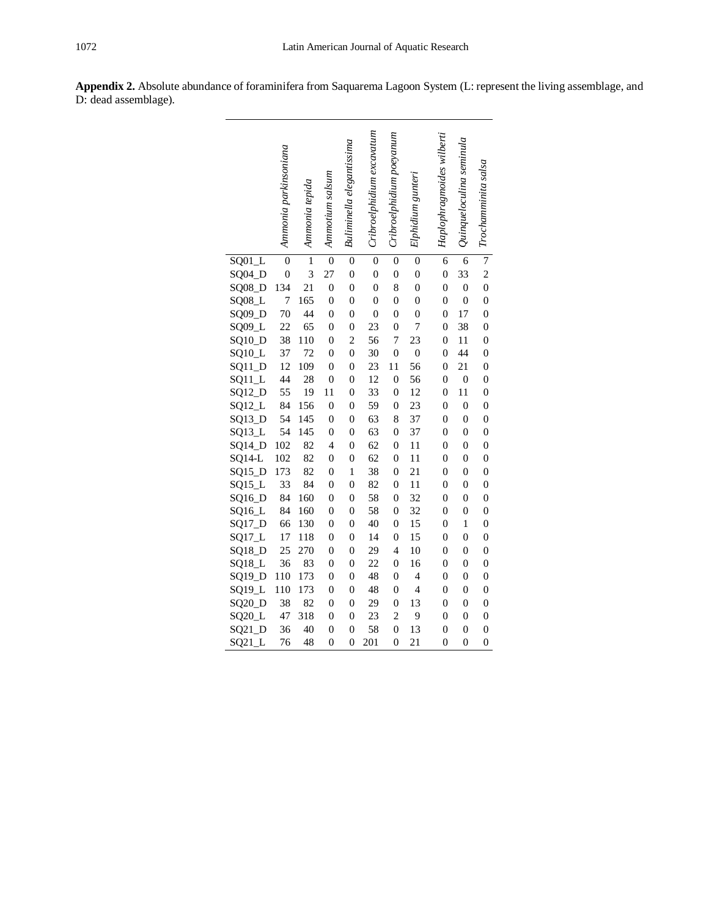**Appendix 2.** Absolute abundance of foraminifera from Saquarema Lagoon System (L: represent the living assemblage, and D: dead assemblage).

| | *Ammonia parkinsoniana* | *Ammonia tepida* | *Ammotium salsum* | *Buliminella elegantissima* | *Cribroelphidium excavatum* | *Cribroelphidium poeyanum* | *Elphidium gunteri* | *Haplophragmoides wilberti* | *Quinqueloculina seminula* | *Trochamminita salsa* |
|---|---|---|---|---|---|---|---|---|---|---|
| SQ01_L | 0 | 1 | 0 | 0 | 0 | 0 | 0 | 6 | 6 | 7 |
| SQ04_D | 0 | 3 | 27 | 0 | 0 | 0 | 0 | 0 | 33 | 2 |
| SQ08_D | 134 | 21 | 0 | 0 | 0 | 8 | 0 | 0 | 0 | 0 |
| SQ08_L | 7 | 165 | 0 | 0 | 0 | 0 | 0 | 0 | 0 | 0 |
| SQ09_D | 70 | 44 | 0 | 0 | 0 | 0 | 0 | 0 | 17 | 0 |
| SQ09_L | 22 | 65 | 0 | 0 | 23 | 0 | 7 | 0 | 38 | 0 |
| SQ10_D | 38 | 110 | 0 | 2 | 56 | 7 | 23 | 0 | 11 | 0 |
| SQ10_L | 37 | 72 | 0 | 0 | 30 | 0 | 0 | 0 | 44 | 0 |
| SQ11_D | 12 | 109 | 0 | 0 | 23 | 11 | 56 | 0 | 21 | 0 |
| SQ11_L | 44 | 28 | 0 | 0 | 12 | 0 | 56 | 0 | 0 | 0 |
| SQ12_D | 55 | 19 | 11 | 0 | 33 | 0 | 12 | 0 | 11 | 0 |
| SQ12_L | 84 | 156 | 0 | 0 | 59 | 0 | 23 | 0 | 0 | 0 |
| SQ13_D | 54 | 145 | 0 | 0 | 63 | 8 | 37 | 0 | 0 | 0 |
| SQ13_L | 54 | 145 | 0 | 0 | 63 | 0 | 37 | 0 | 0 | 0 |
| SQ14_D | 102 | 82 | 4 | 0 | 62 | 0 | 11 | 0 | 0 | 0 |
| SQ14-L | 102 | 82 | 0 | 0 | 62 | 0 | 11 | 0 | 0 | 0 |
| SQ15_D | 173 | 82 | 0 | 1 | 38 | 0 | 21 | 0 | 0 | 0 |
| SQ15_L | 33 | 84 | 0 | 0 | 82 | 0 | 11 | 0 | 0 | 0 |
| SQ16_D | 84 | 160 | 0 | 0 | 58 | 0 | 32 | 0 | 0 | 0 |
| SQ16_L | 84 | 160 | 0 | 0 | 58 | 0 | 32 | 0 | 0 | 0 |
| SQ17_D | 66 | 130 | 0 | 0 | 40 | 0 | 15 | 0 | 1 | 0 |
| SQ17_L | 17 | 118 | 0 | 0 | 14 | 0 | 15 | 0 | 0 | 0 |
| SQ18_D | 25 | 270 | 0 | 0 | 29 | 4 | 10 | 0 | 0 | 0 |
| SQ18_L | 36 | 83 | 0 | 0 | 22 | 0 | 16 | 0 | 0 | 0 |
| SQ19_D | 110 | 173 | 0 | 0 | 48 | 0 | 4 | 0 | 0 | 0 |
| SQ19_L | 110 | 173 | 0 | 0 | 48 | 0 | 4 | 0 | 0 | 0 |
| SQ20_D | 38 | 82 | 0 | 0 | 29 | 0 | 13 | 0 | 0 | 0 |
| SQ20_L | 47 | 318 | 0 | 0 | 23 | 2 | 9 | 0 | 0 | 0 |
| SQ21_D | 36 | 40 | 0 | 0 | 58 | 0 | 13 | 0 | 0 | 0 |
| SQ21_L | 76 | 48 | 0 | 0 | 201 | 0 | 21 | 0 | 0 | 0 |